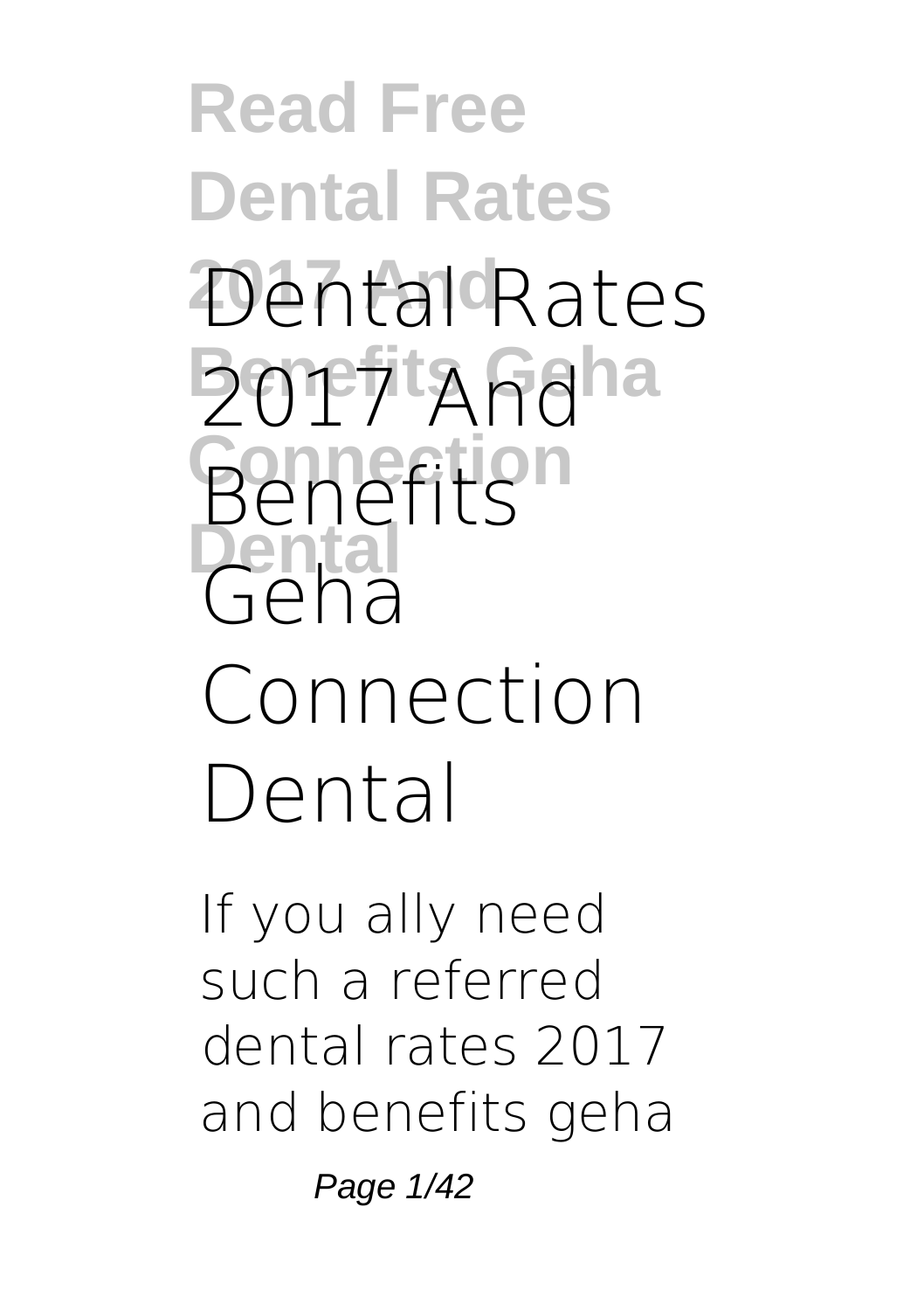# Dental Rates 2017 And Benefits Geha Connection Dental

If you ally need such a referred dental rates 2017 and benefits geha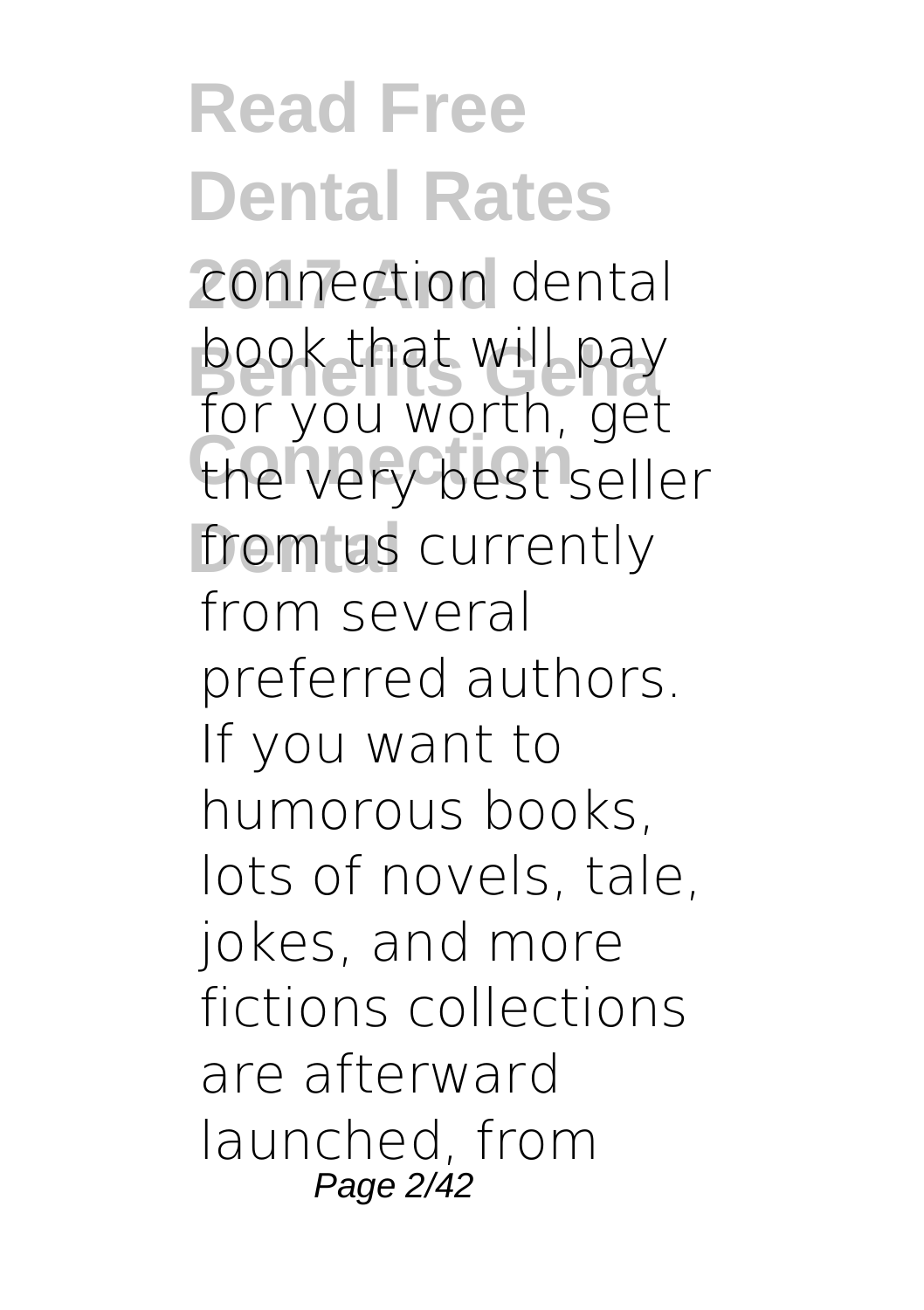connection dental book that will pay for you worth, get the very best seller from us currently from several preferred authors. If you want to humorous books, lots of novels, tale, jokes, and more fictions collections are afterward launched, from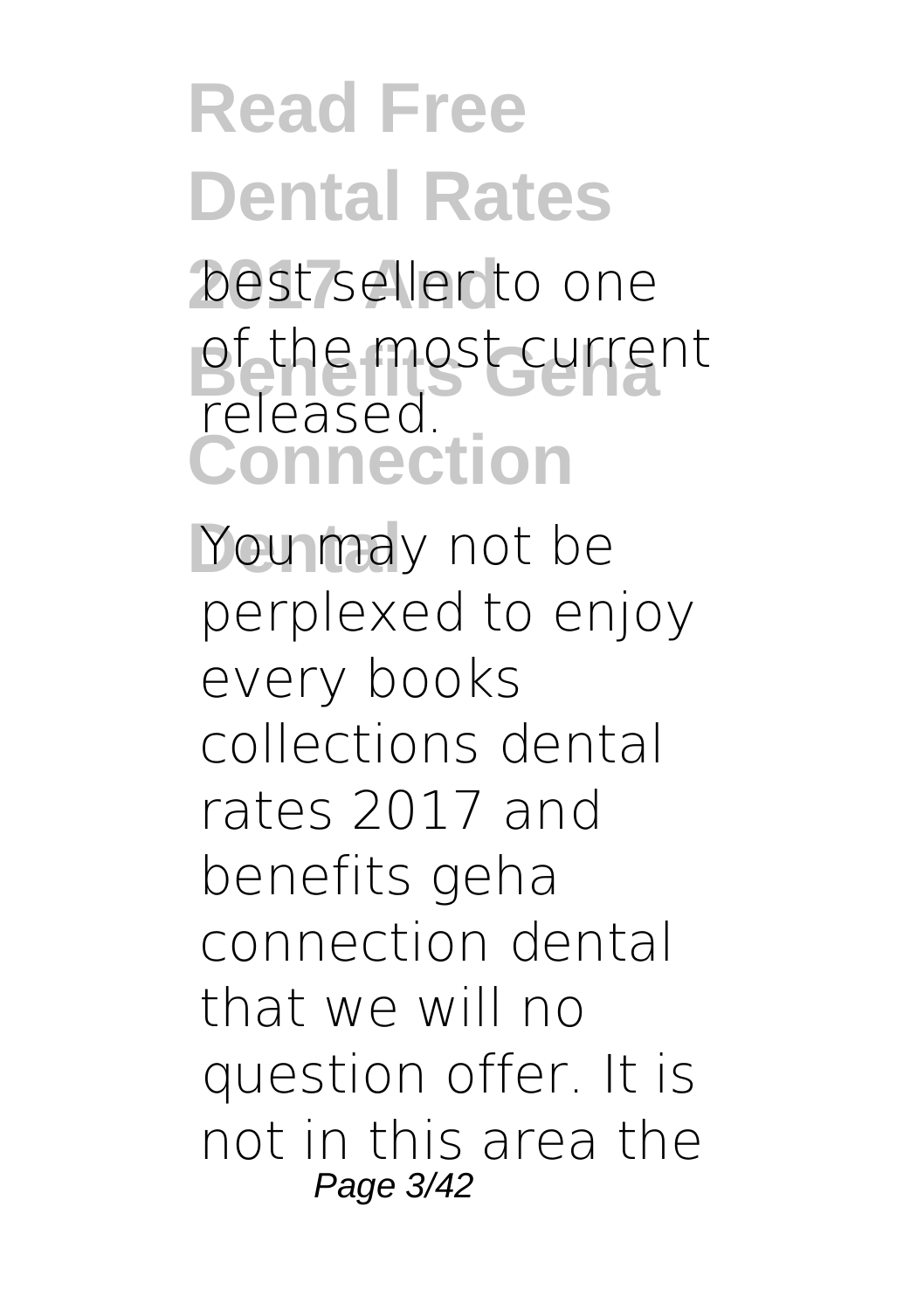best seller to one of the most current released.

You may not be perplexed to enjoy every books collections dental rates 2017 and benefits geha connection dental that we will no question offer. It is not in this area the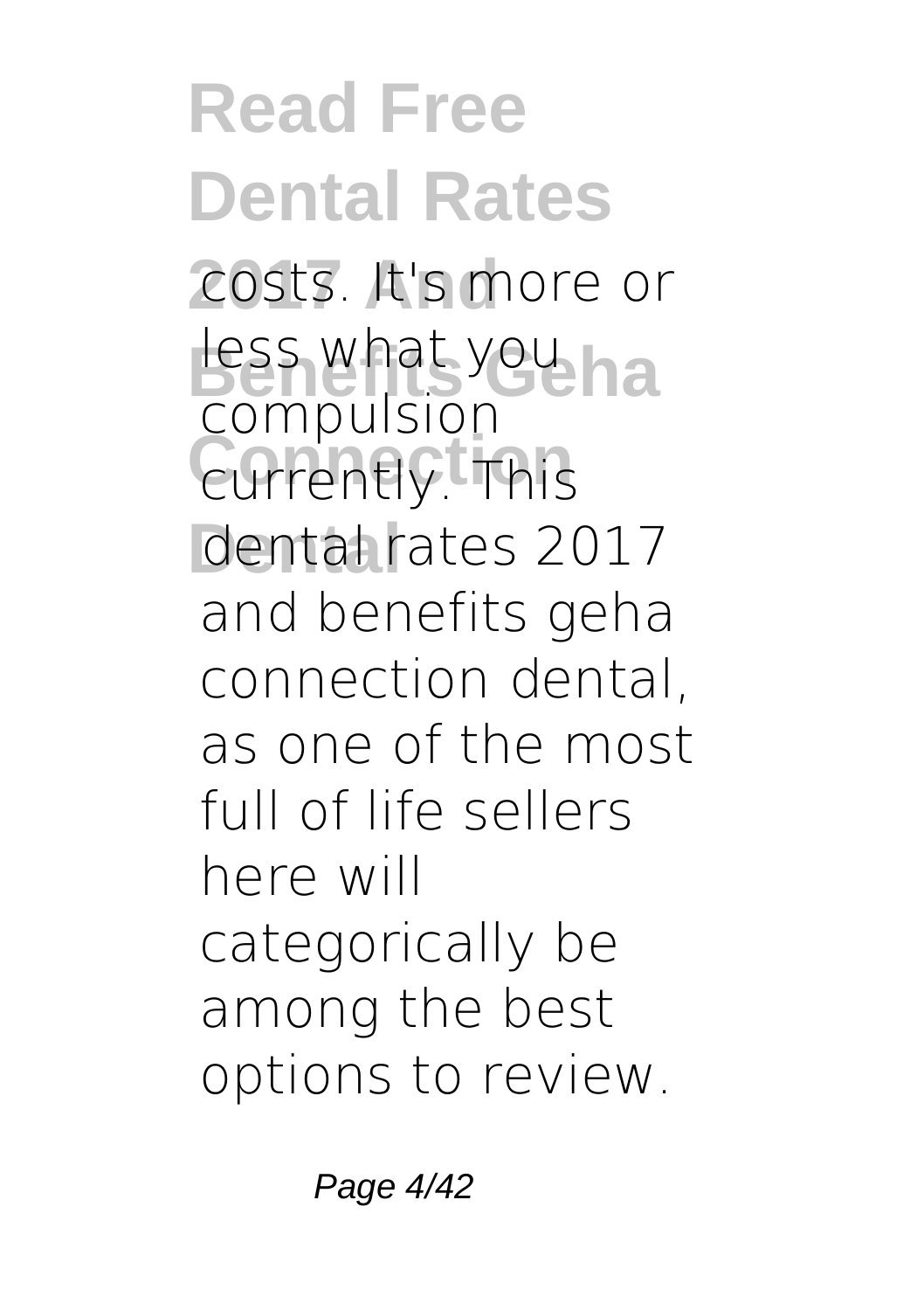costs. It's more or less what you compulsion currently. This dental rates 2017 and benefits geha connection dental, as one of the most full of life sellers here will categorically be among the best options to review.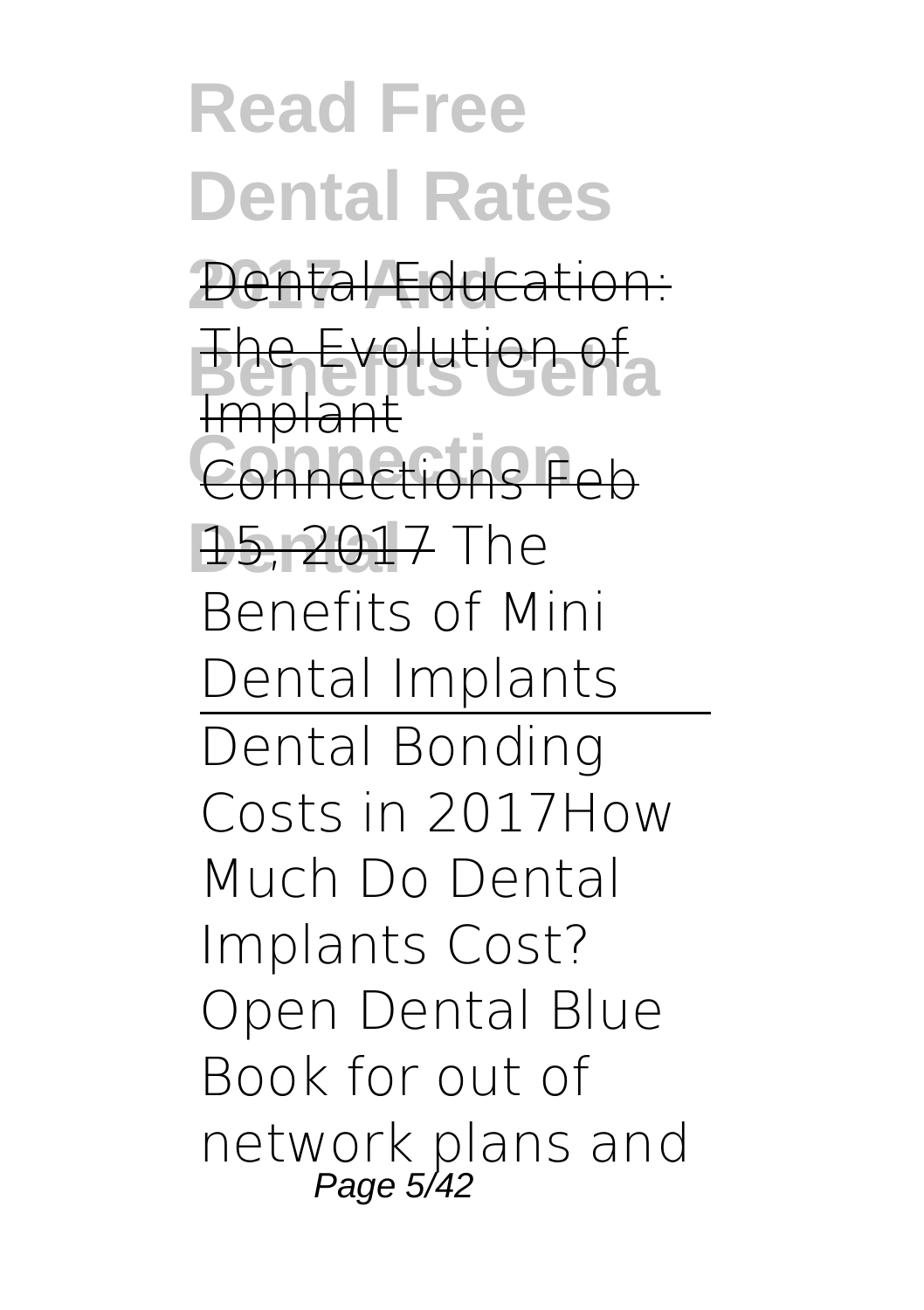Dental Education: The Evolution of Implant Connections Feb 15, 2017 The Benefits of Mini Dental Implants

Dental Bonding Costs in 2017How Much Do Dental Implants Cost? Open Dental Blue Book for out of network plans and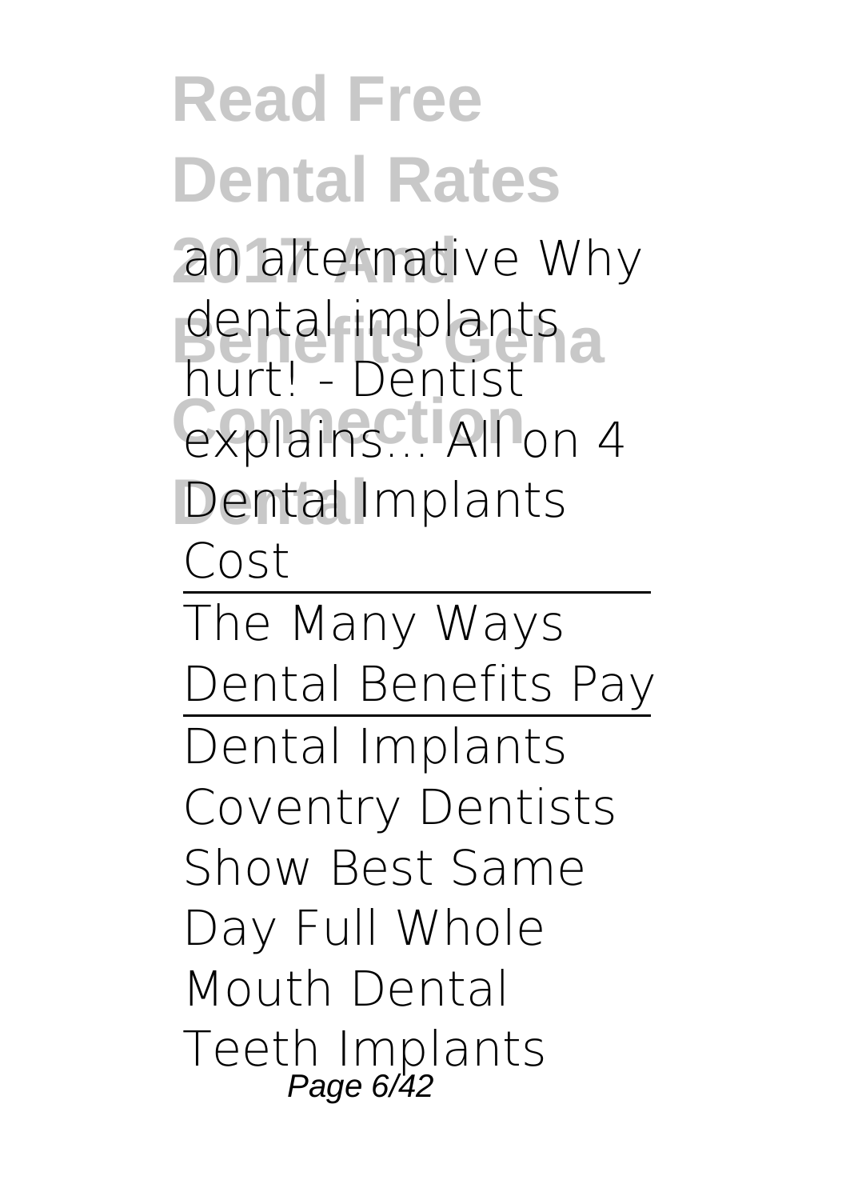an alternative Why dental implants hurt! - Dentist explains... All on 4 Dental Implants Cost

The Many Ways Dental Benefits Pay

Dental Implants Coventry Dentists Show Best Same Day Full Whole Mouth Dental Teeth Implants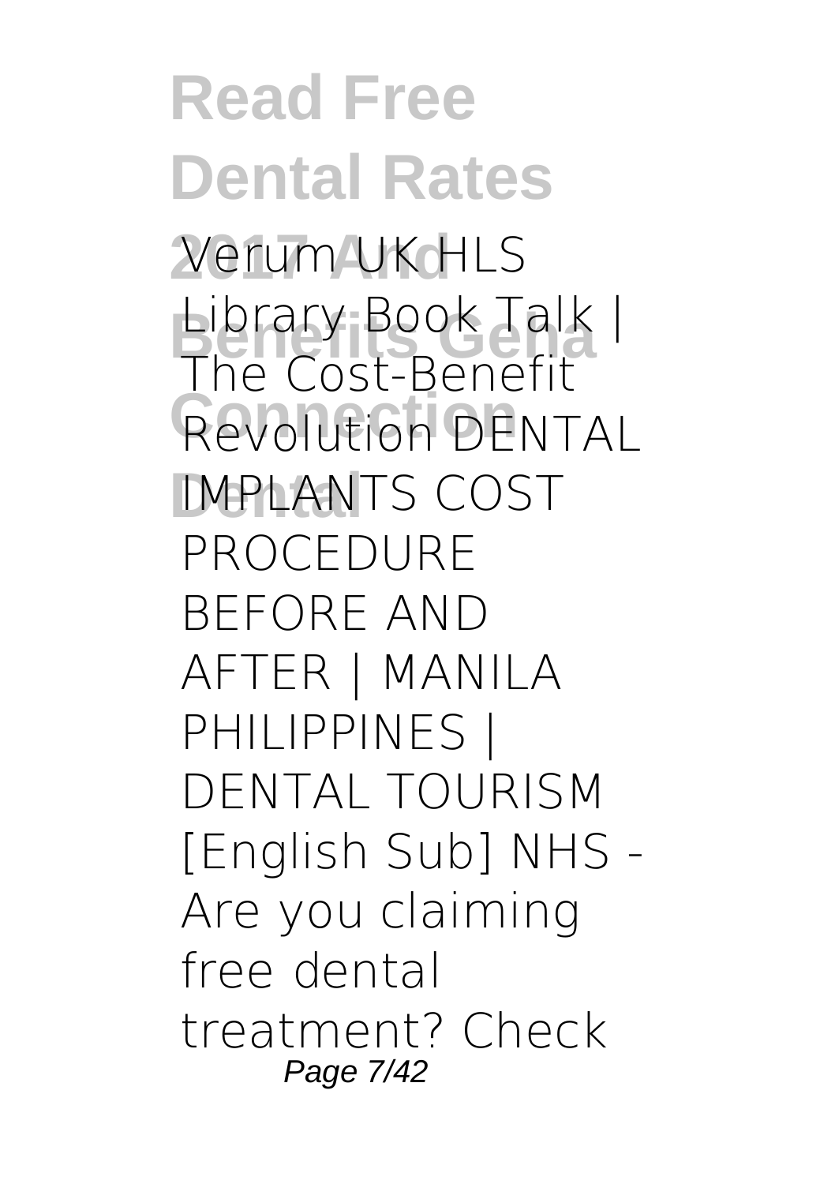Verum UK HLS Library Book Talk | The Cost-Benefit Revolution DENTAL IMPLANTS COST PROCEDURE BEFORE AND AFTER | MANILA PHILIPPINES | DENTAL TOURISM [English Sub] NHS - Are you claiming free dental treatment? Check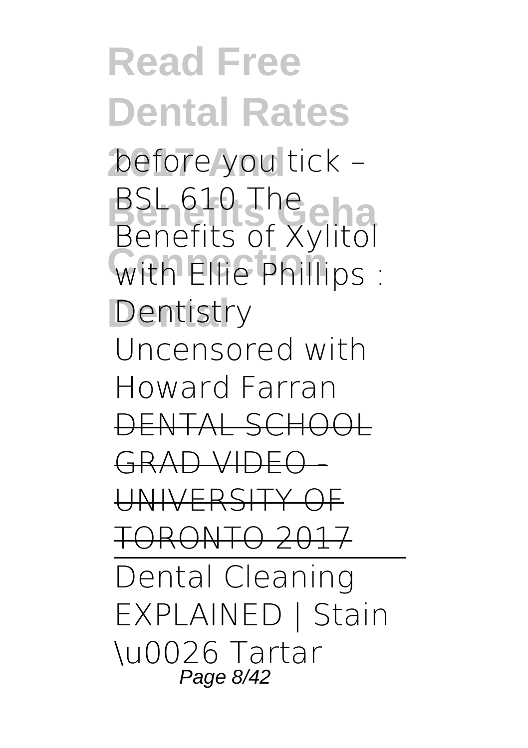before you tick – BSL 610 The Benefits of Xylitol with Ellie Phillips : Dentistry Uncensored with Howard Farran ~~DENTAL SCHOOL GRAD VIDEO - UNIVERSITY OF TORONTO 2017~~

Dental Cleaning EXPLAINED | Stain \u0026 Tartar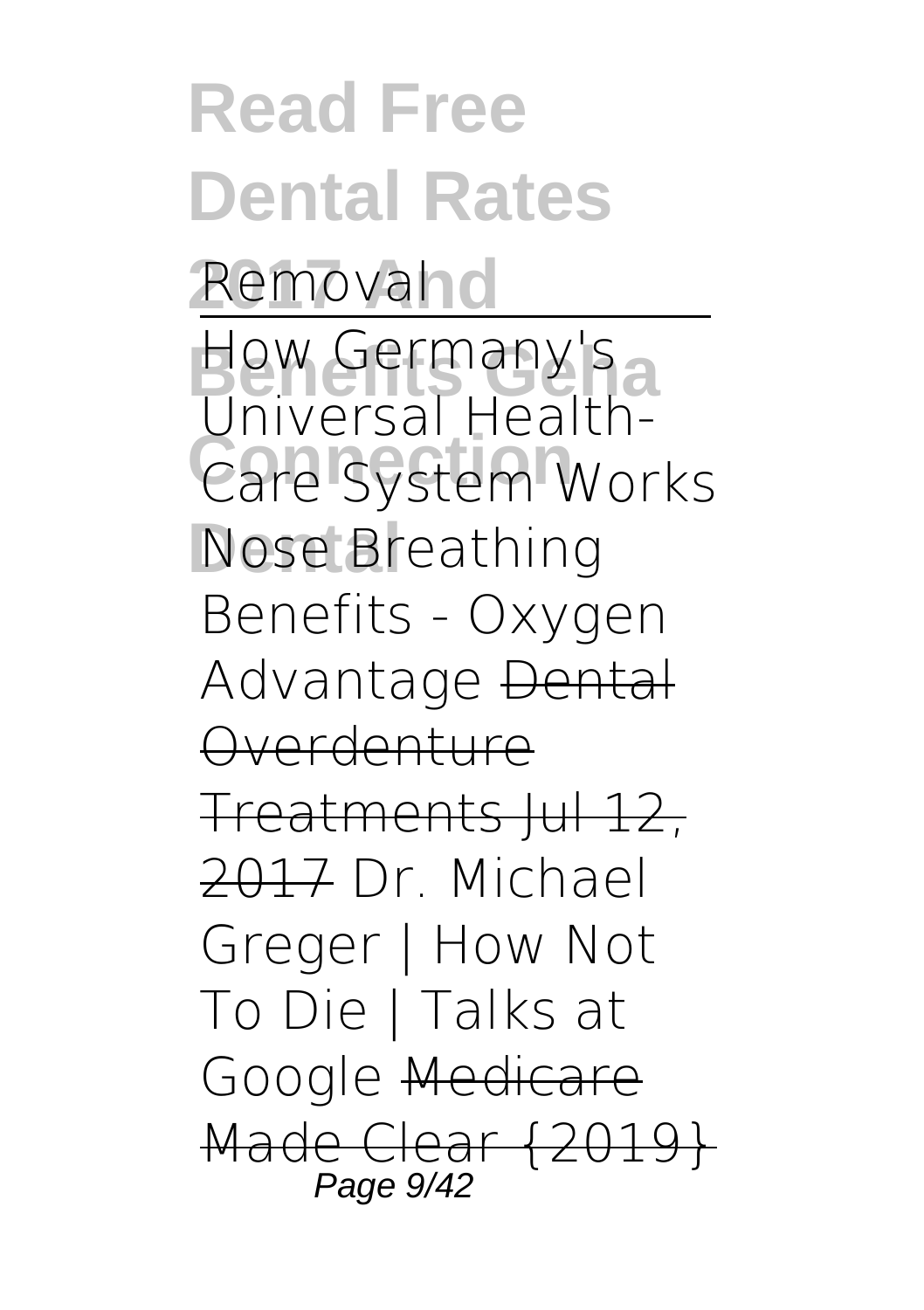Removal

How Germany's Universal Health-Care System Works **Nose Breathing Benefits - Oxygen Advantage** ~~Dental Overdenture Treatments Jul 12, 2017~~ **Dr. Michael Greger | How Not To Die | Talks at Google** ~~Medicare Made Clear {2019}~~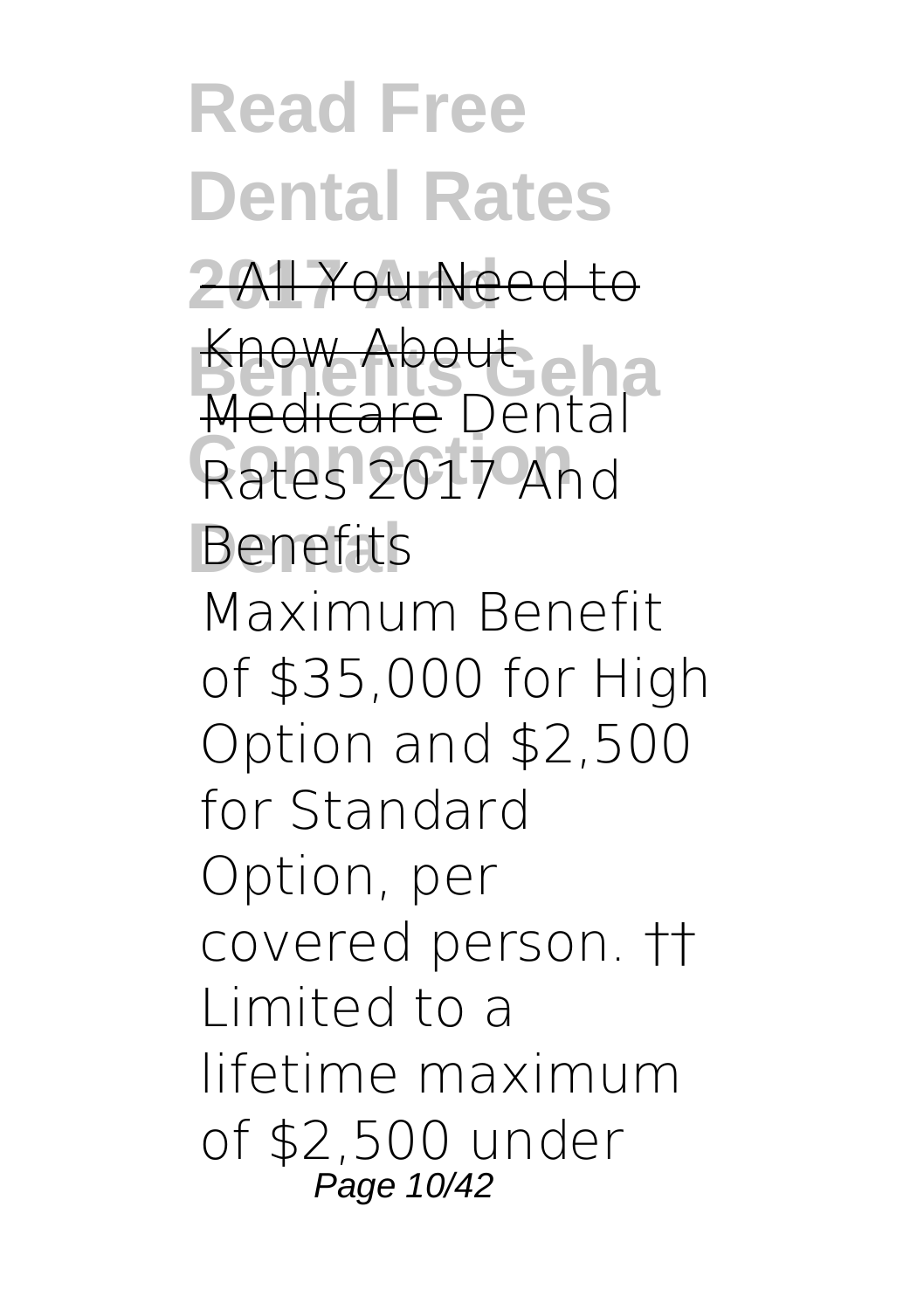- All You Need to Know About Medicare **Dental Rates 2017 And Benefits**

Maximum Benefit of $35,000 for High Option and $2,500 for Standard Option, per covered person. †† Limited to a lifetime maximum of $2,500 under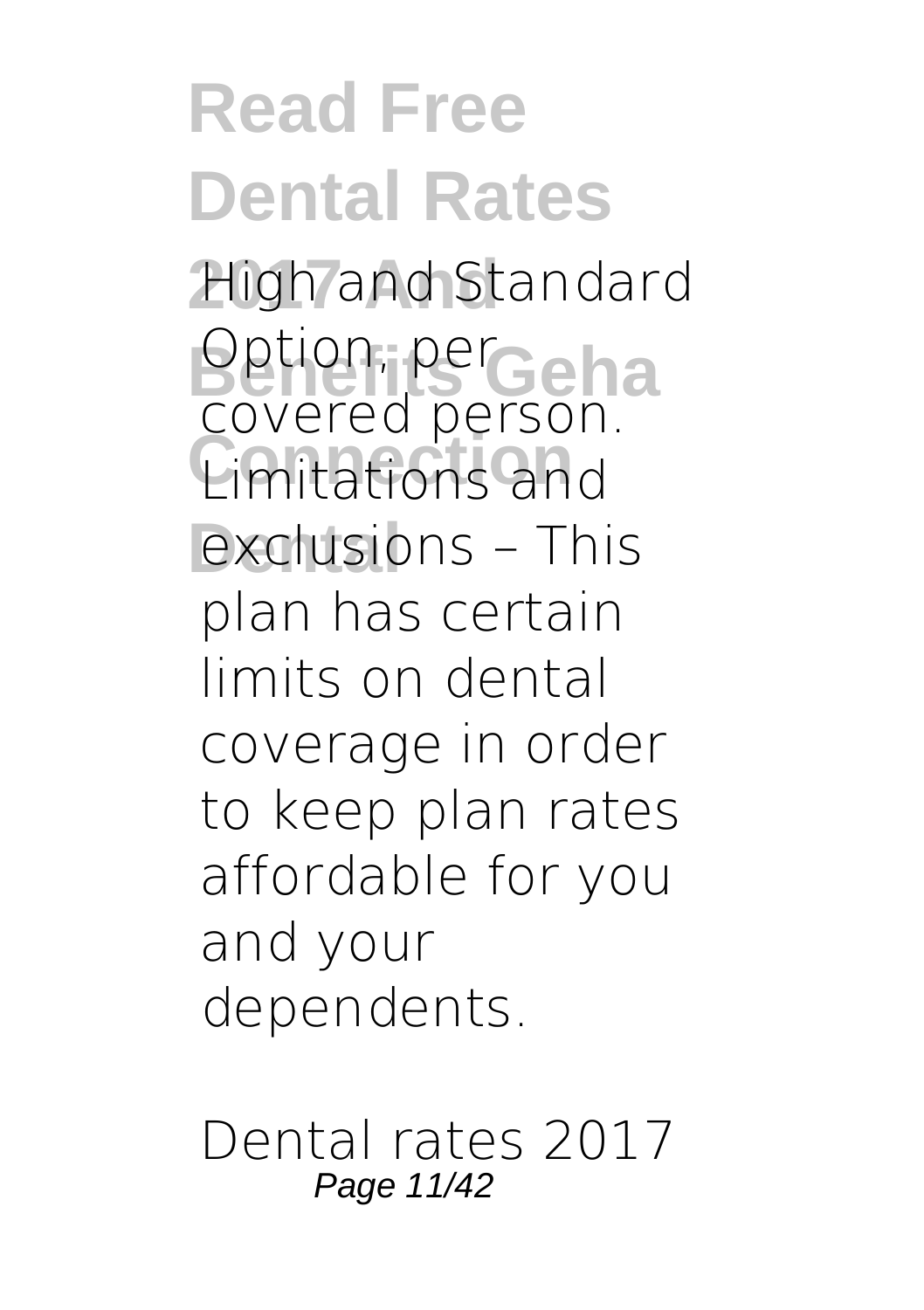High and Standard Option, per covered person. Limitations and exclusions – This plan has certain limits on dental coverage in order to keep plan rates affordable for you and your dependents.

Dental rates 2017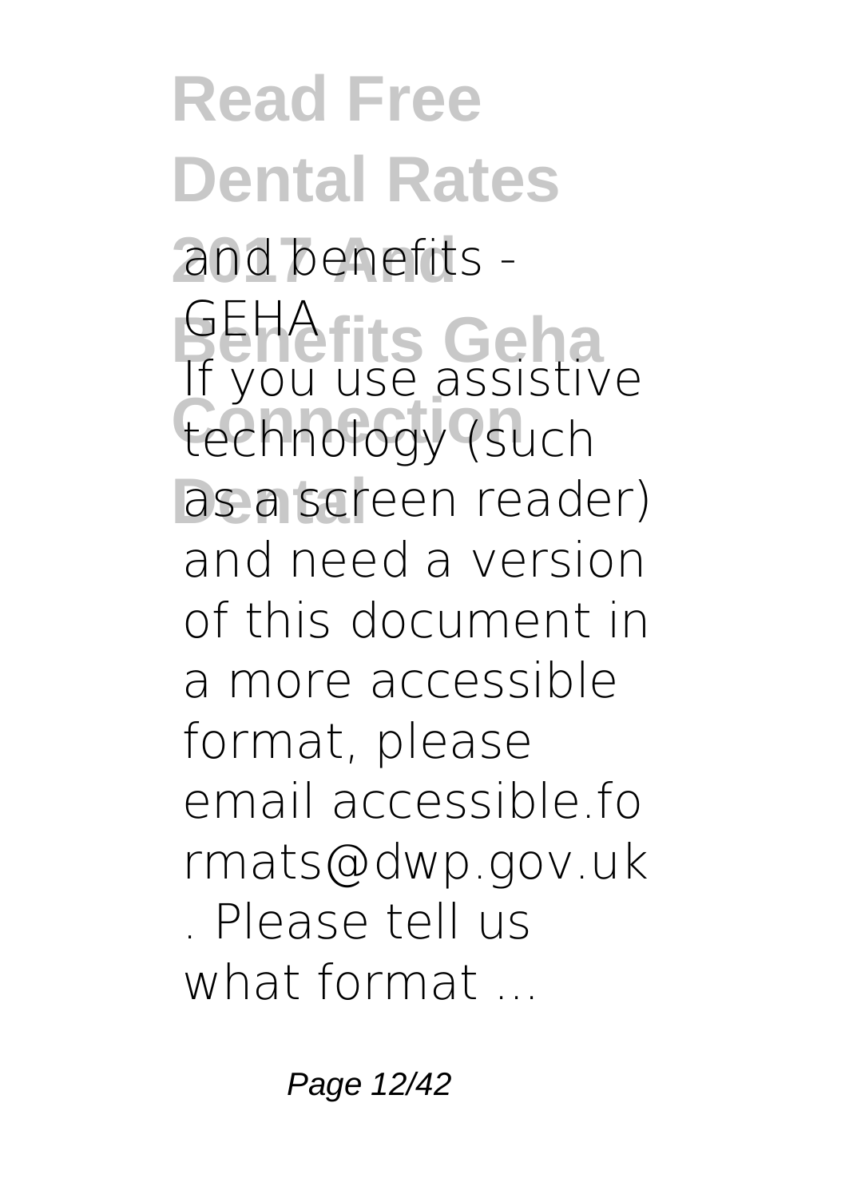**and benefits - GEHA**

If you use assistive technology (such as a screen reader) and need a version of this document in a more accessible format, please email accessible.formats@dwp.gov.uk . Please tell us what format ...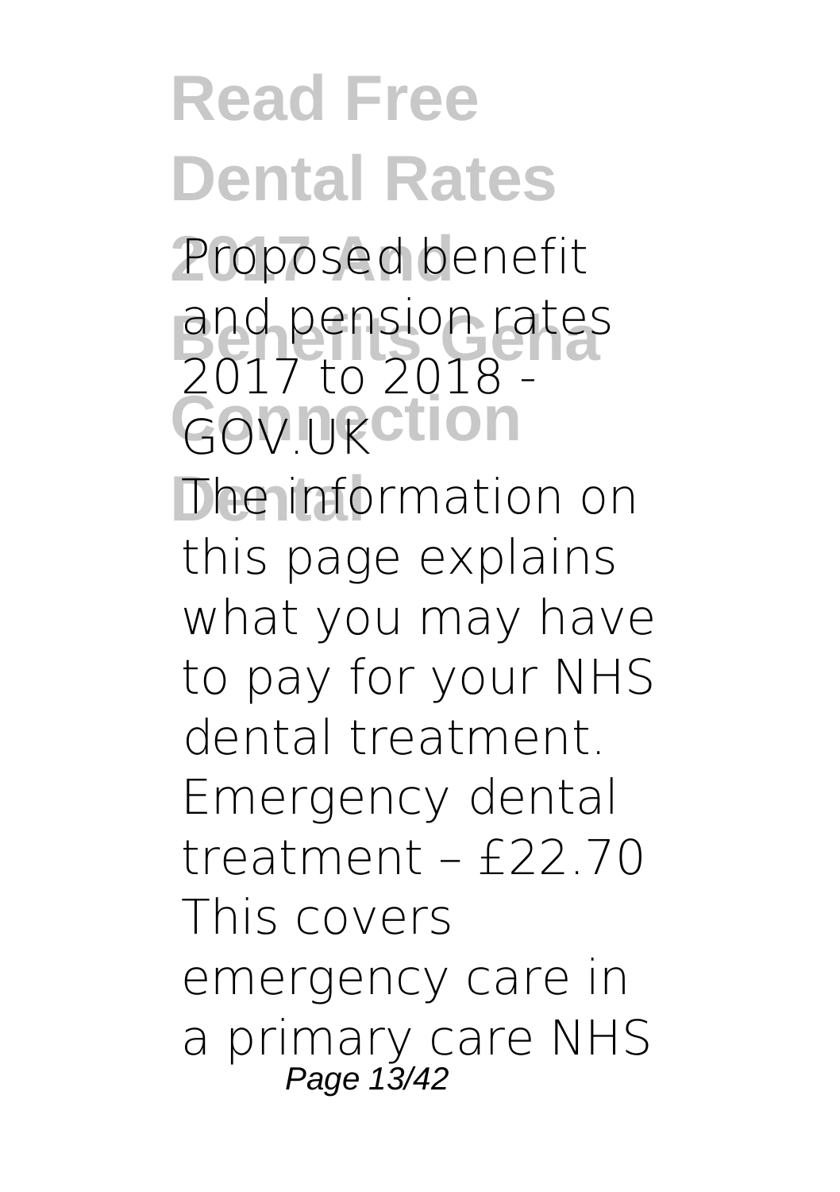**Proposed benefit and pension rates 2017 to 2018 - GOV.UK**

The information on this page explains what you may have to pay for your NHS dental treatment. Emergency dental treatment – £22.70 This covers emergency care in a primary care NHS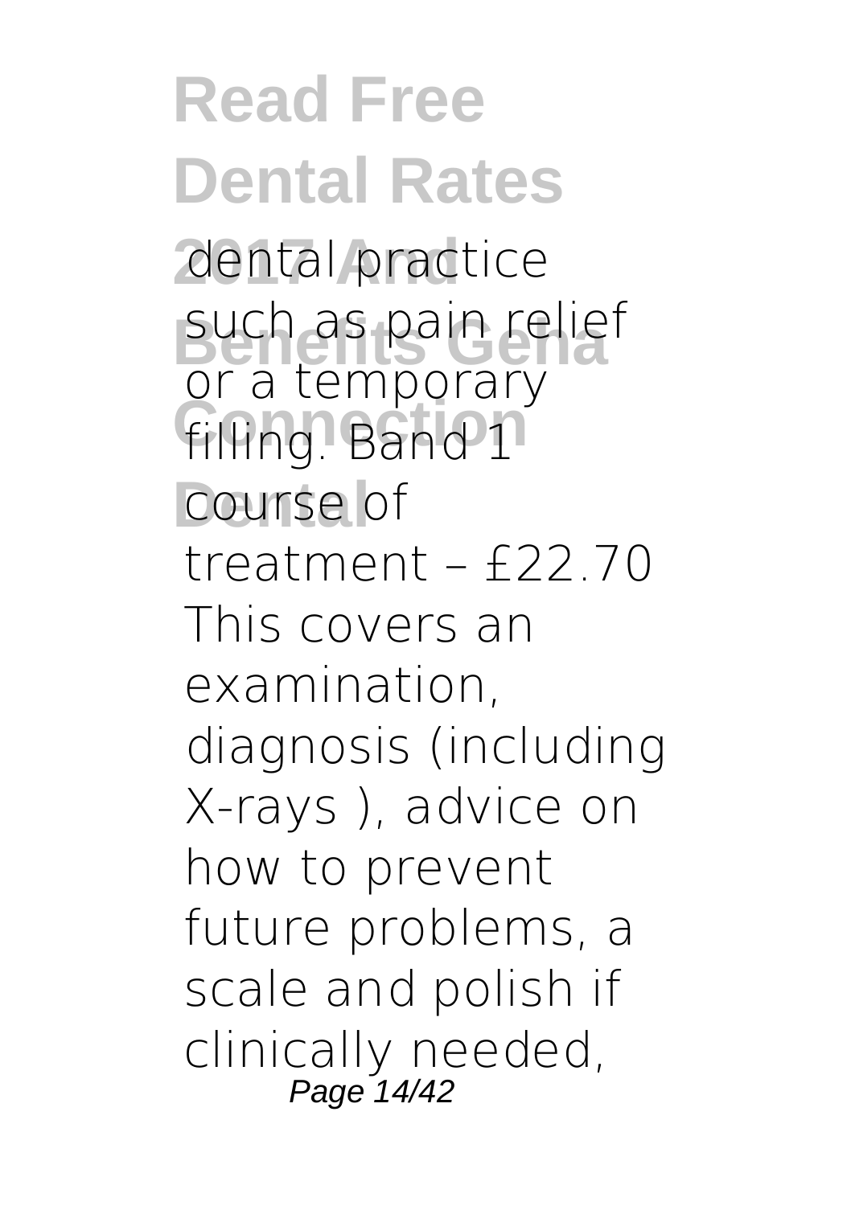dental practice such as pain relief or a temporary filling. Band 1 course of treatment – £22.70 This covers an examination, diagnosis (including X-rays ), advice on how to prevent future problems, a scale and polish if clinically needed,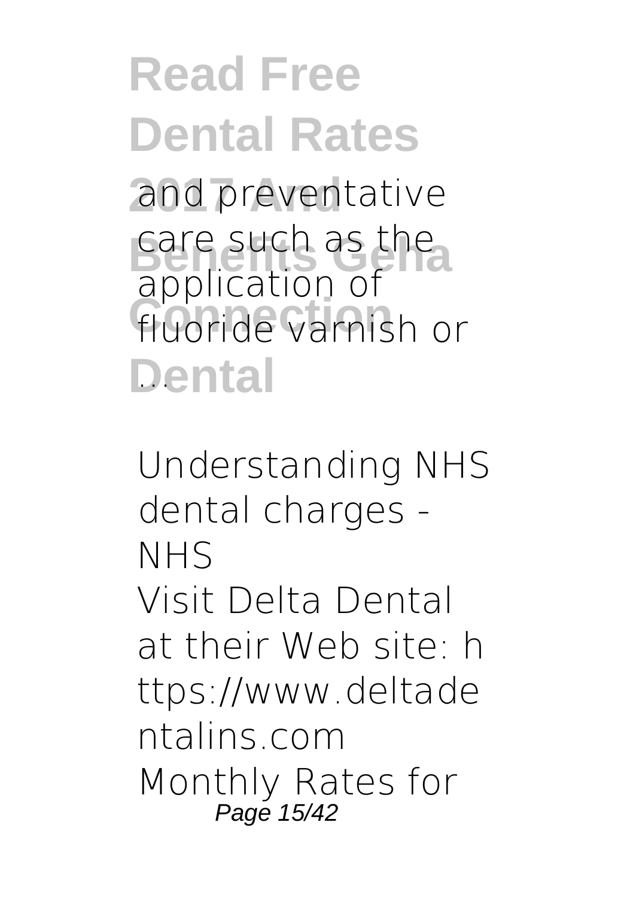and preventative care such as the application of fluoride varnish or ...

**Understanding NHS dental charges - NHS**

Visit Delta Dental at their Web site: https://www.deltadentalins.com Monthly Rates for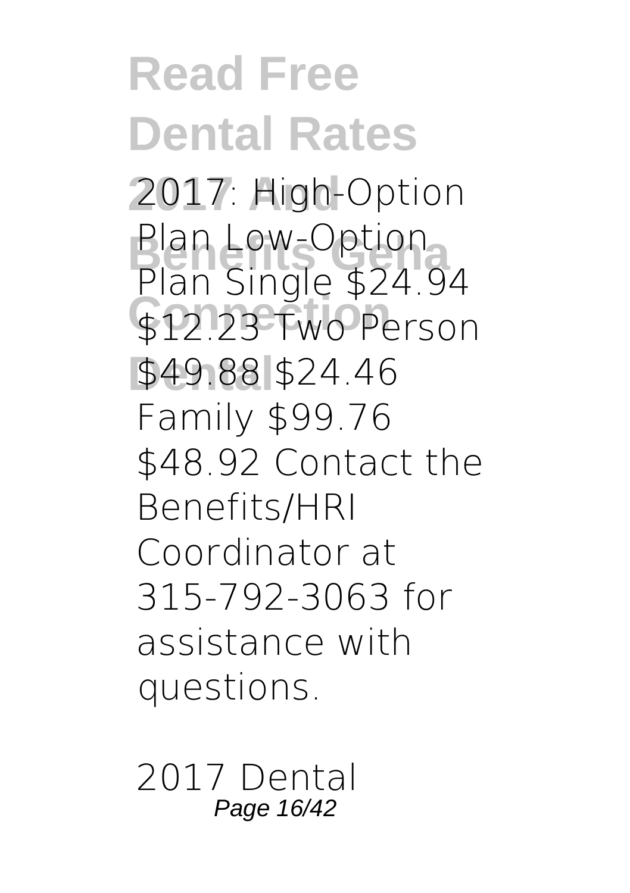2017: High-Option Plan Low-Option Plan Single $24.94 $12.23 Two Person $49.88 $24.46 Family $99.76 $48.92 Contact the Benefits/HRI Coordinator at 315-792-3063 for assistance with questions.

*2017 Dental*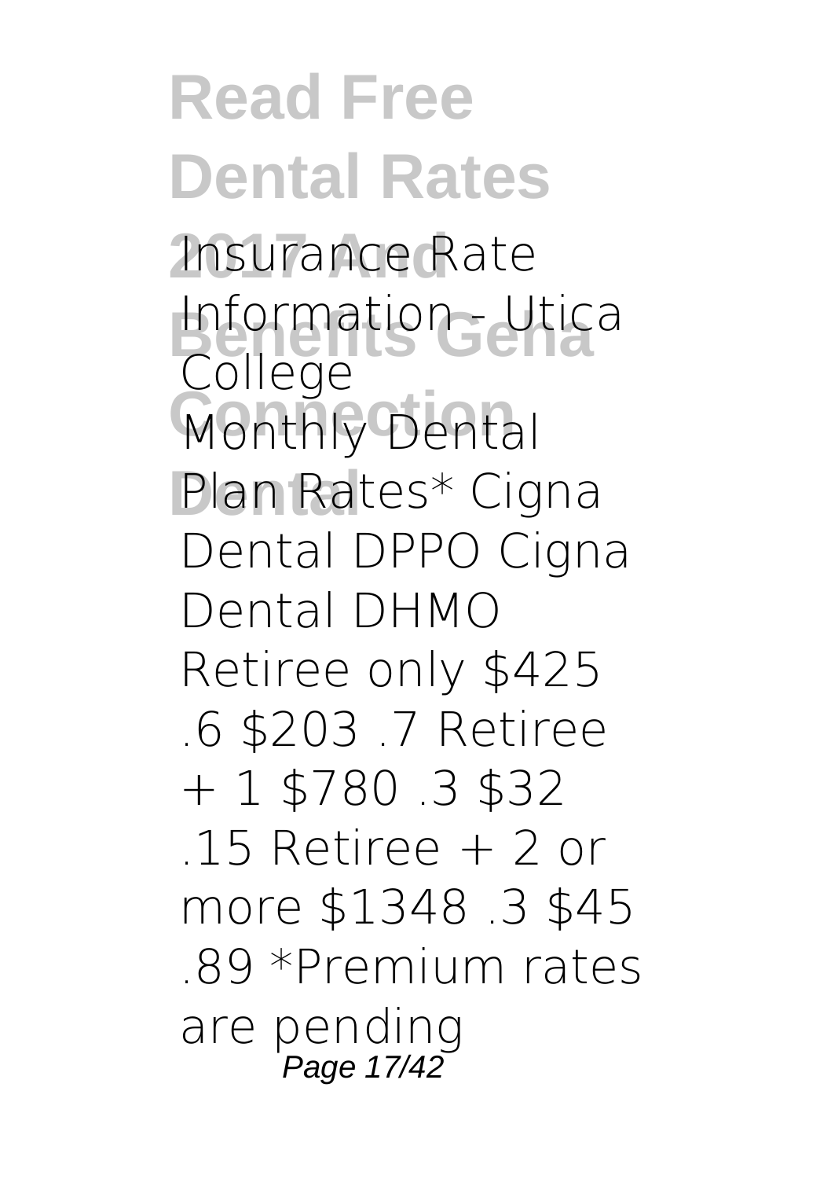**Insurance Rate Information - Utica College**

Monthly Dental Plan Rates* Cigna Dental DPPO Cigna Dental DHMO Retiree only $425 .6 $203 .7 Retiree + 1 $780 .3 $32 .15 Retiree + 2 or more $1348 .3 $45 .89 *Premium rates are pending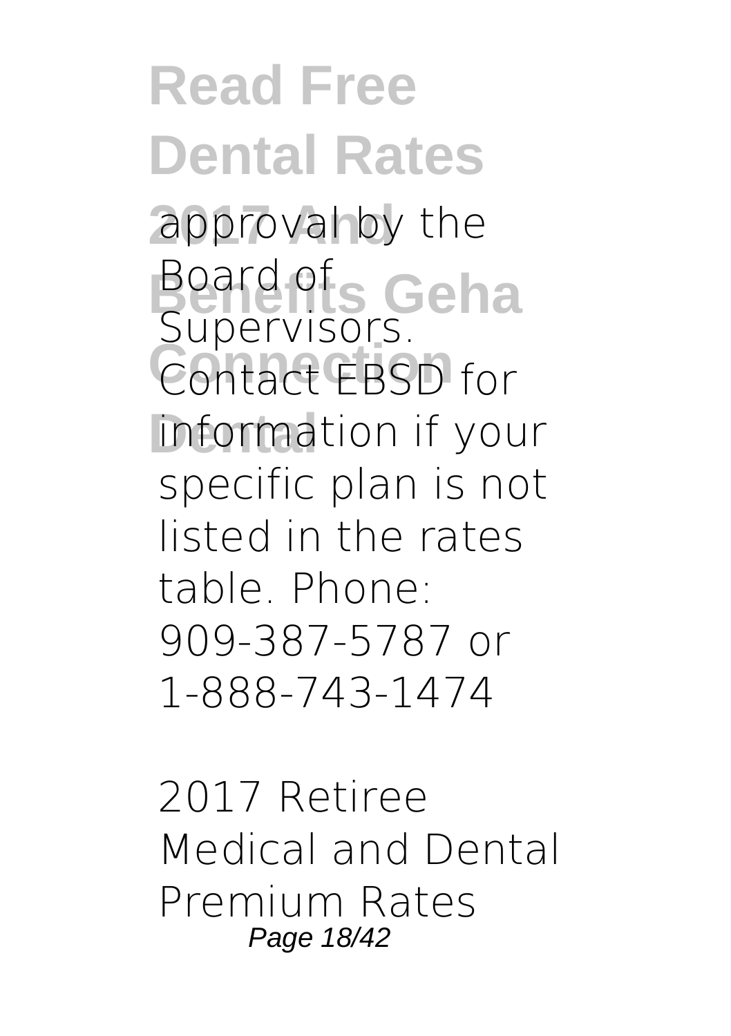approval by the Board of Supervisors. Contact EBSD for information if your specific plan is not listed in the rates table. Phone: 909-387-5787 or 1-888-743-1474

**2017 Retiree Medical and Dental Premium Rates**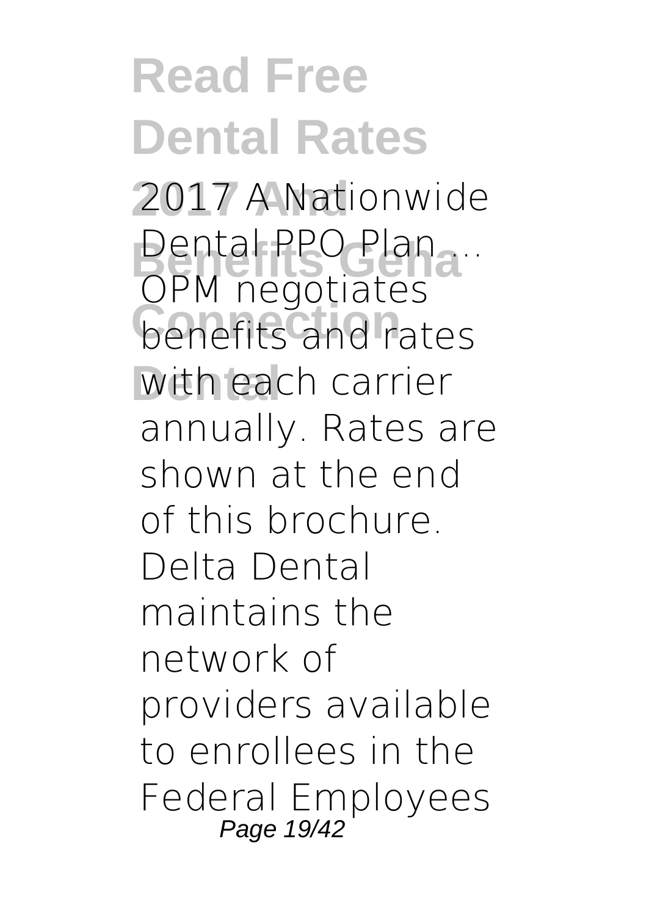**2017 A Nationwide Dental PPO Plan ...**

OPM negotiates benefits and rates with each carrier annually. Rates are shown at the end of this brochure. Delta Dental maintains the network of providers available to enrollees in the Federal Employees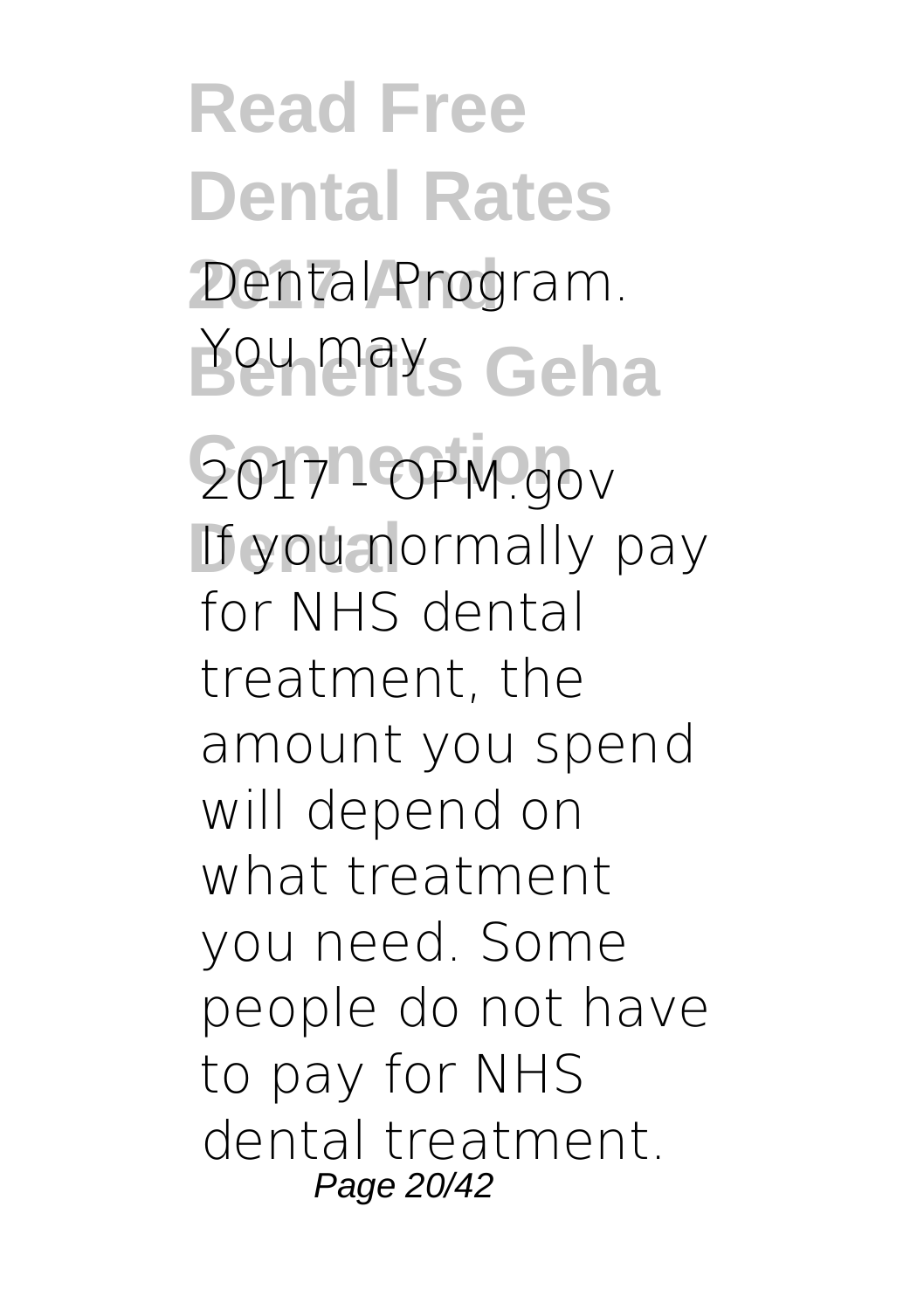Dental Program. You may

2017 - OPM.gov

If you normally pay for NHS dental treatment, the amount you spend will depend on what treatment you need. Some people do not have to pay for NHS dental treatment.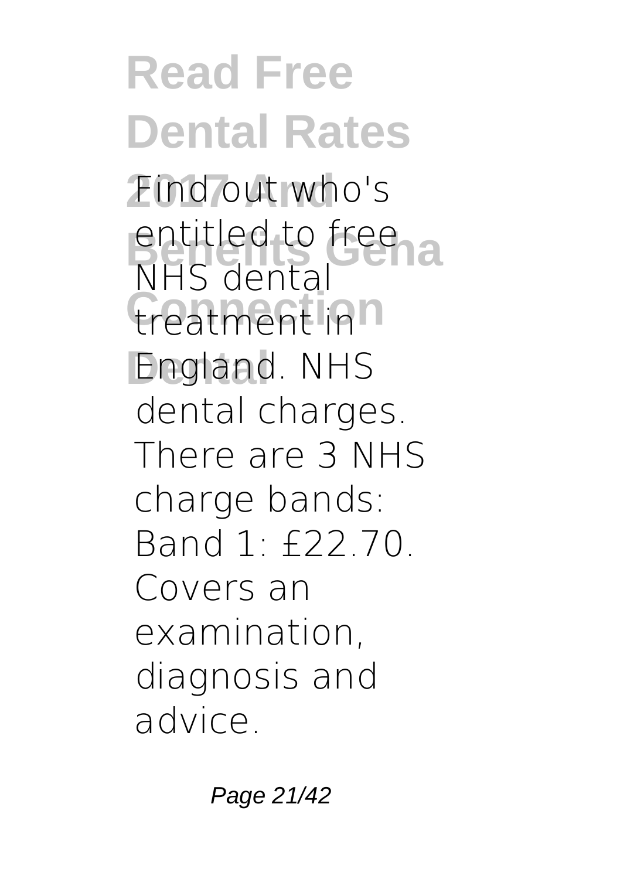Find out who's entitled to free NHS dental treatment in England. NHS dental charges. There are 3 NHS charge bands: Band 1: £22.70. Covers an examination, diagnosis and advice.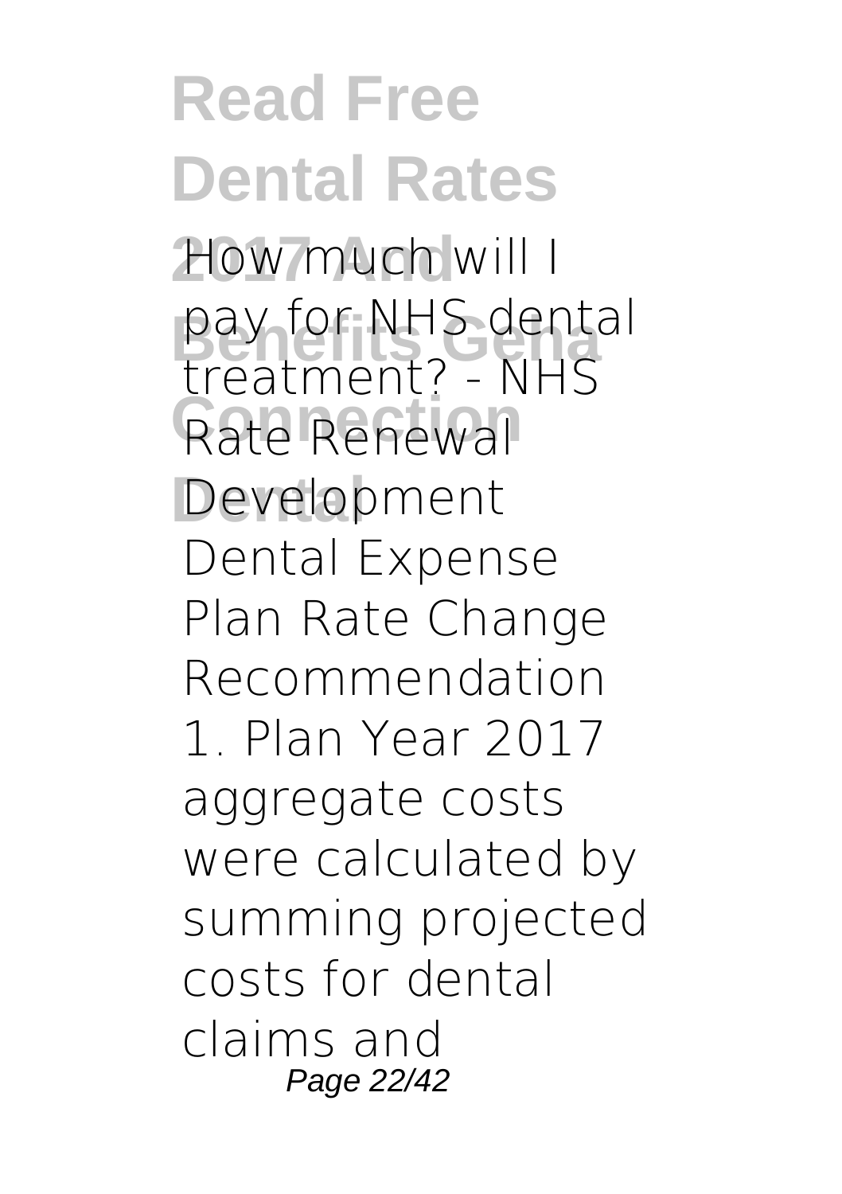How much will I pay for NHS dental treatment? - NHS
Rate Renewal Development
Dental Expense Plan Rate Change Recommendation 1. Plan Year 2017 aggregate costs were calculated by summing projected costs for dental claims and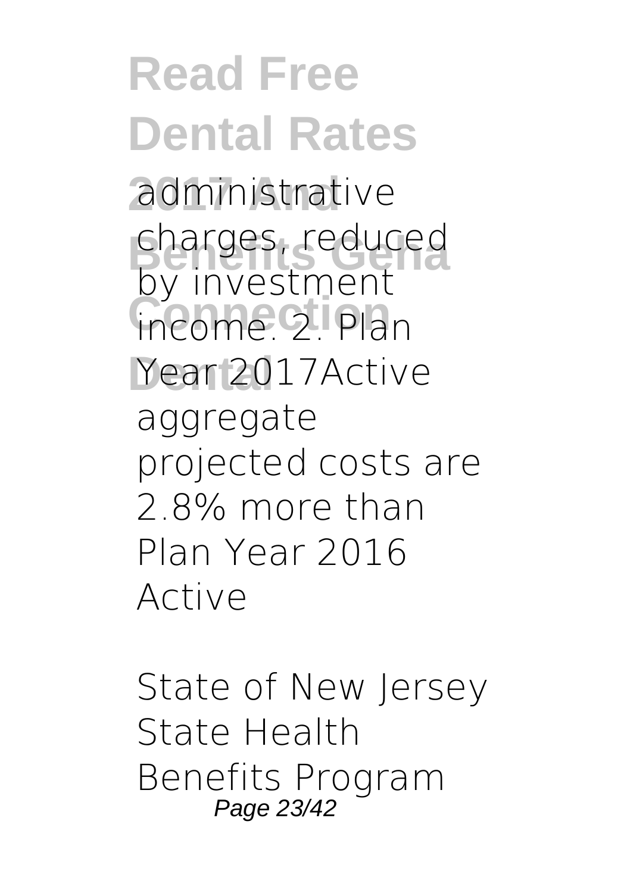administrative charges, reduced by investment income. 2. Plan Year 2017Active aggregate projected costs are 2.8% more than Plan Year 2016 Active

State of New Jersey State Health Benefits Program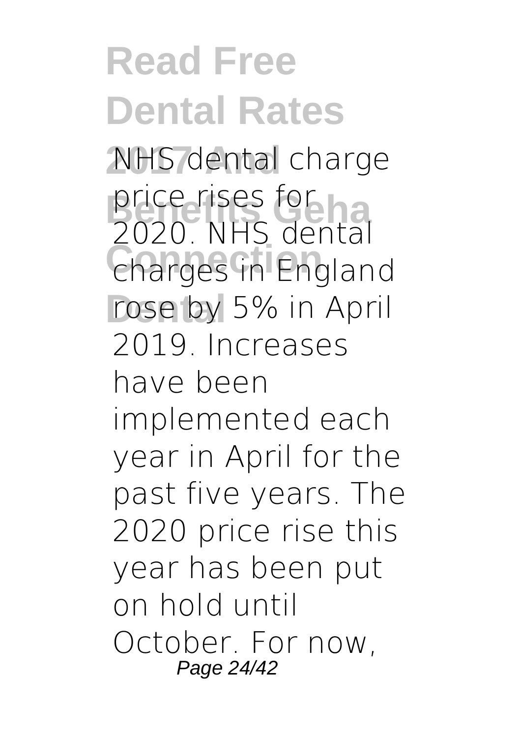NHS dental charge price rises for 2020. NHS dental charges in England rose by 5% in April 2019. Increases have been implemented each year in April for the past five years. The 2020 price rise this year has been put on hold until October. For now,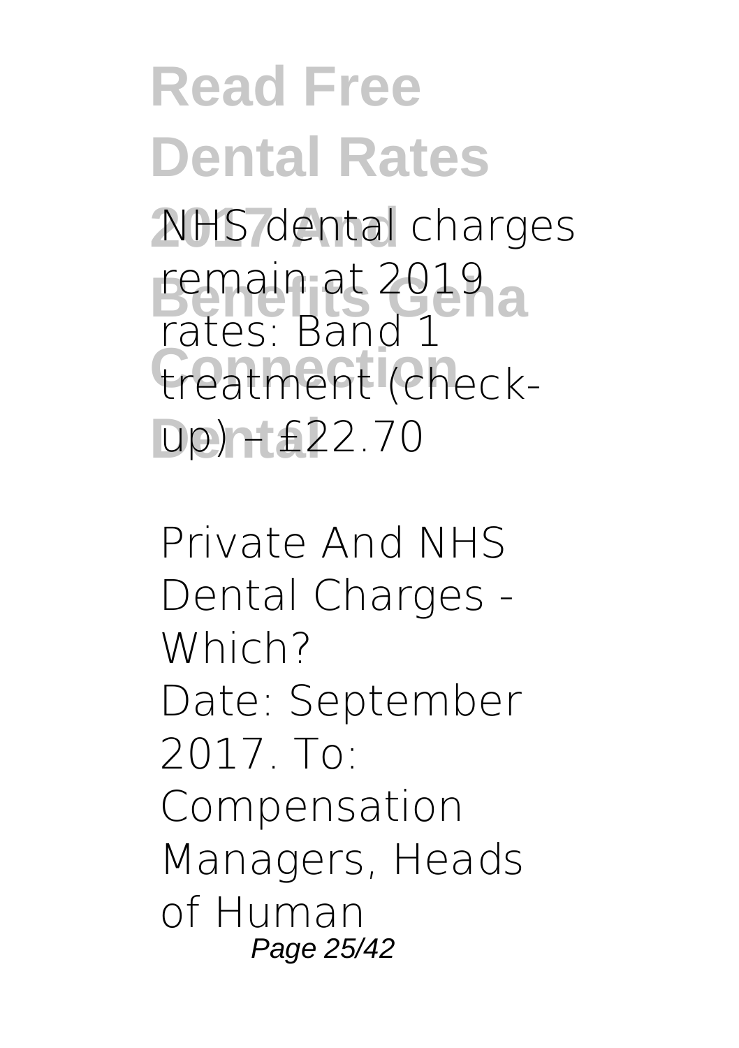NHS dental charges remain at 2019 rates: Band 1 treatment (check-up) – £22.70

Private And NHS Dental Charges - Which?

Date: September 2017. To: Compensation Managers, Heads of Human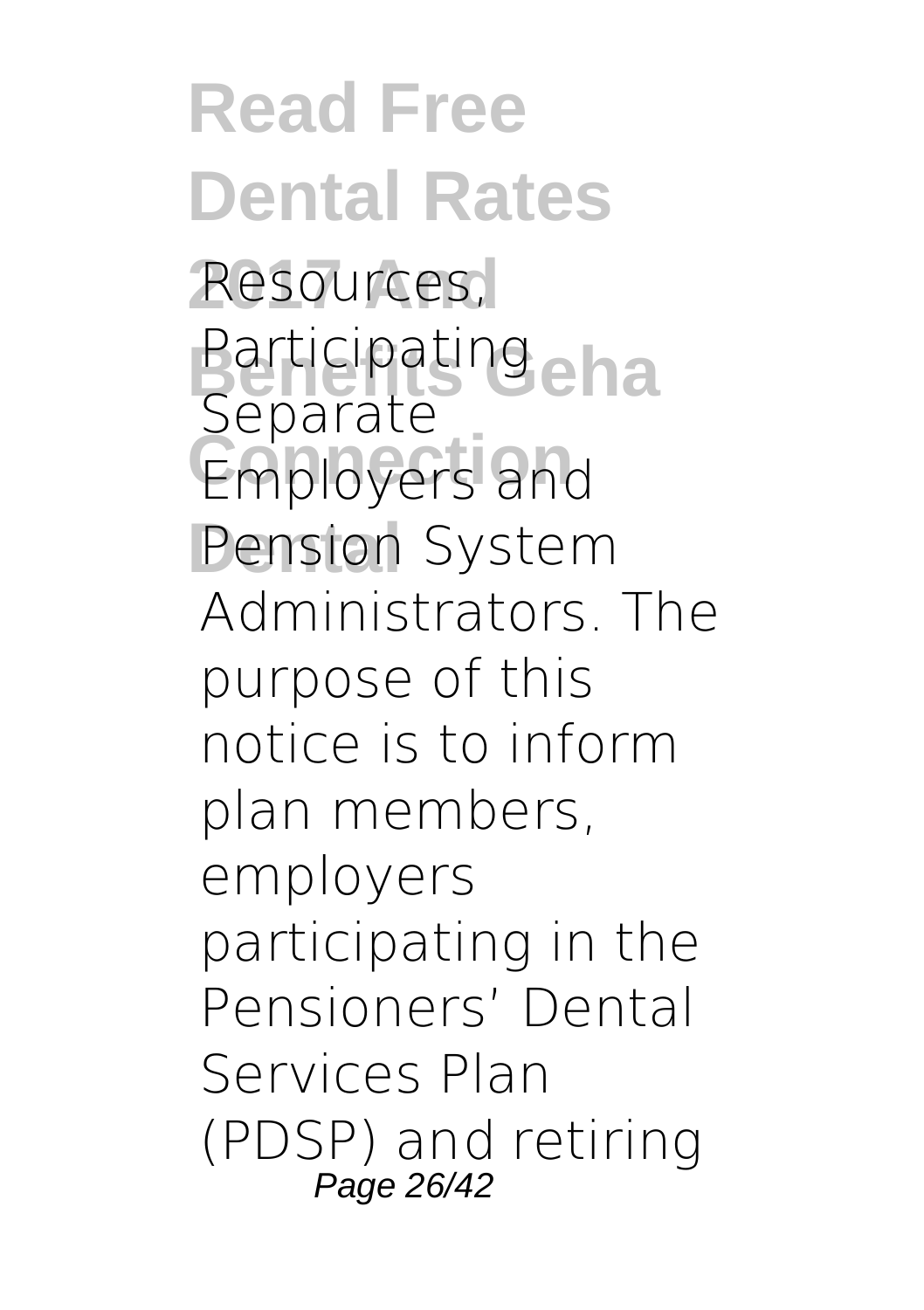Resources, Participating Separate Employers and Pension System Administrators. The purpose of this notice is to inform plan members, employers participating in the Pensioners' Dental Services Plan (PDSP) and retiring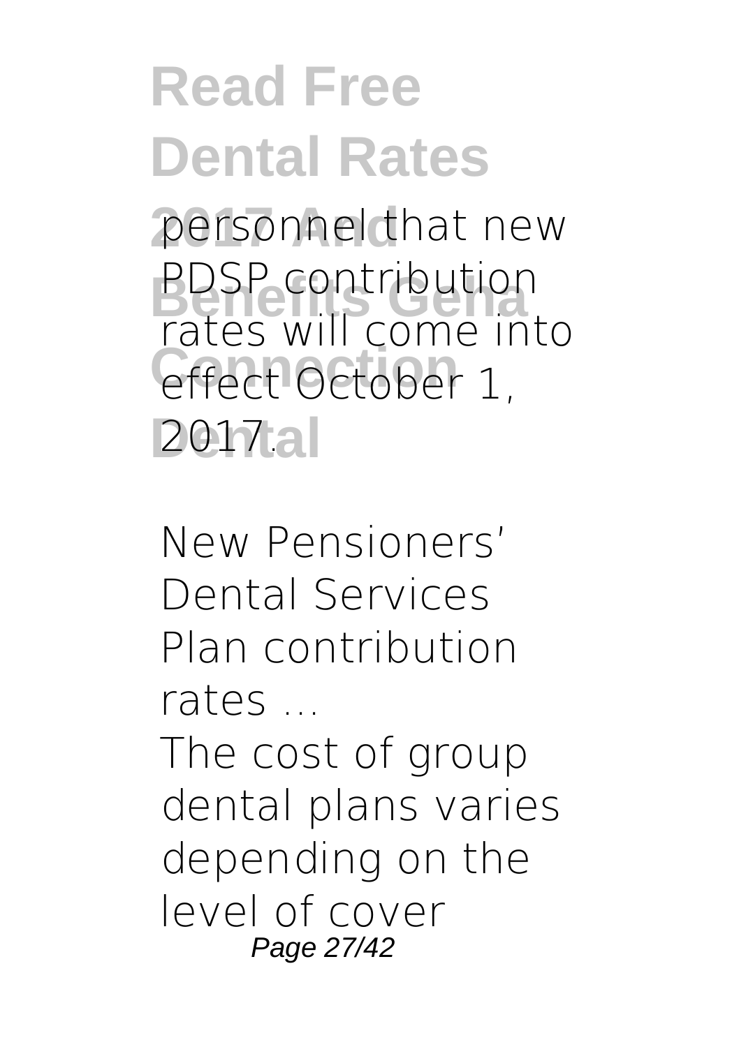personnel that new PDSP contribution rates will come into effect October 1, 2017.

**New Pensioners' Dental Services Plan contribution rates ...**

The cost of group dental plans varies depending on the level of cover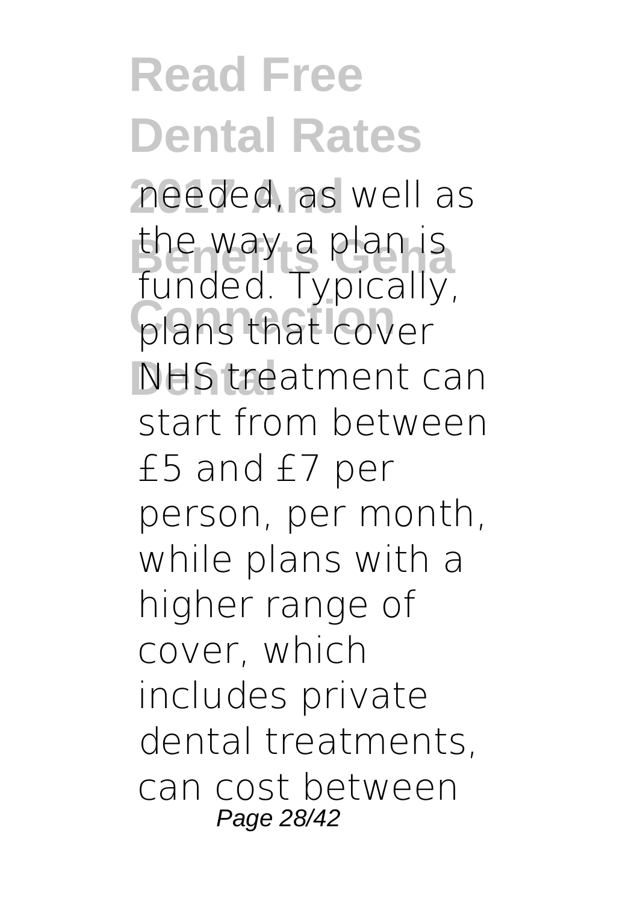needed, as well as the way a plan is funded. Typically, plans that cover NHS treatment can start from between £5 and £7 per person, per month, while plans with a higher range of cover, which includes private dental treatments, can cost between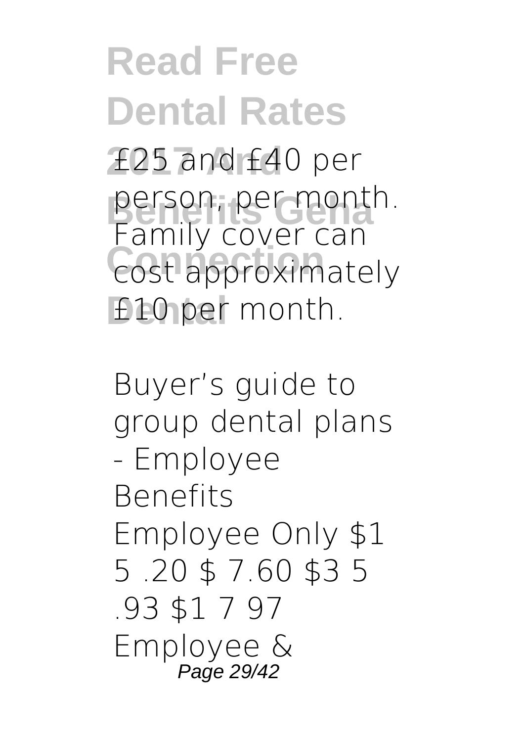£25 and £40 per person, per month. Family cover can cost approximately £10 per month.

**Buyer's guide to group dental plans - Employee Benefits**

Employee Only $1 5 .20 $ 7.60 $3 5 .93 $1 7 97 Employee &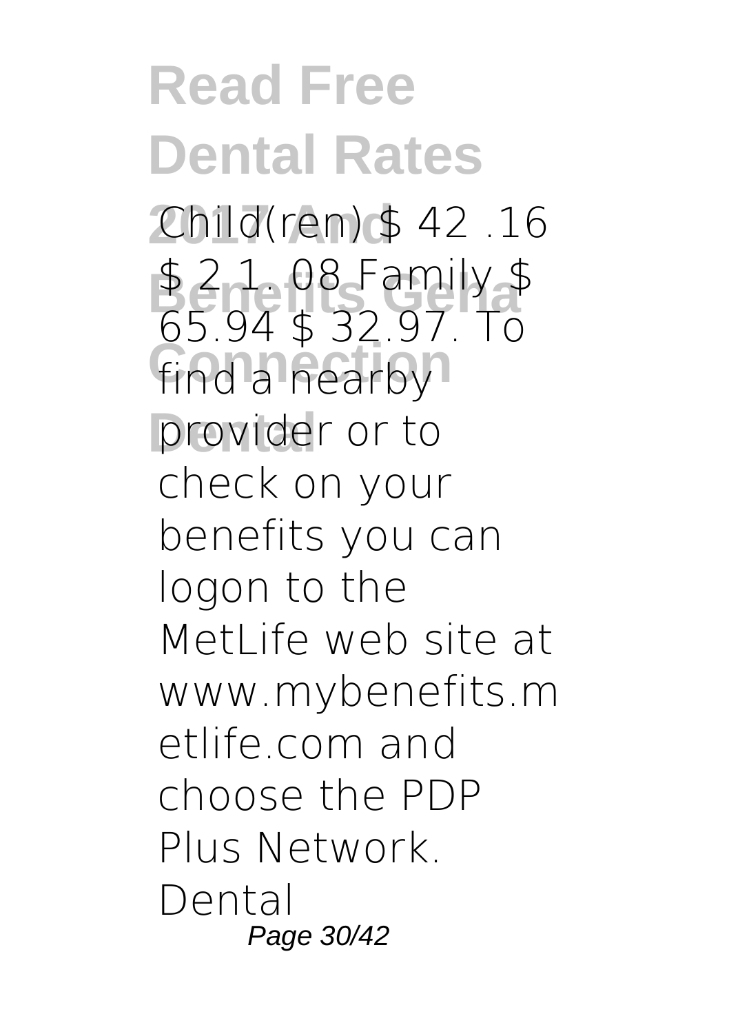Child(ren) $ 42 .16 $ 2 1. 08 Family $ 65.94 $ 32.97. To find a nearby provider or to check on your benefits you can logon to the MetLife web site at www.mybenefits.metlife.com and choose the PDP Plus Network. Dental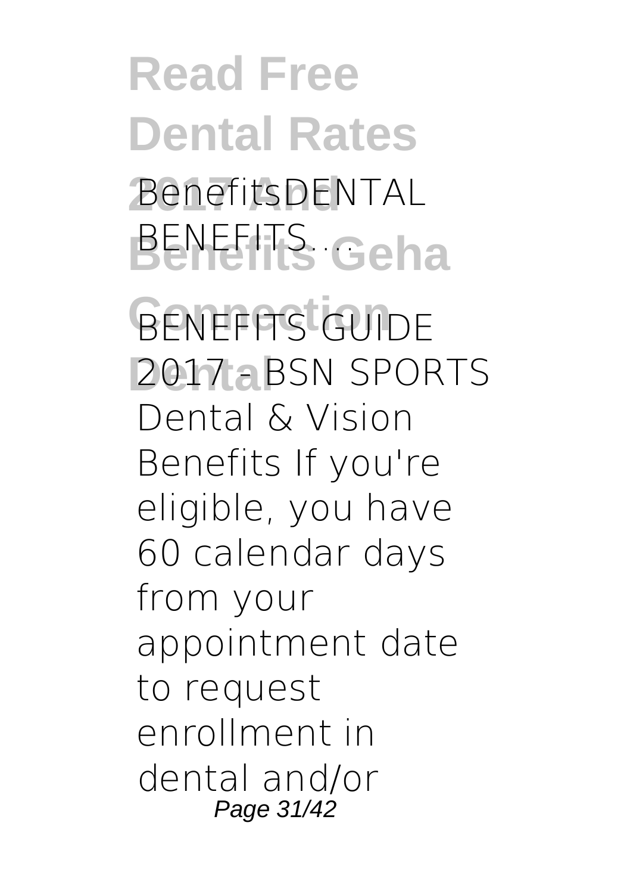BenefitsDENTAL BENEFITS....

**BENEFITS GUIDE 2017 - BSN SPORTS**

Dental & Vision Benefits If you're eligible, you have 60 calendar days from your appointment date to request enrollment in dental and/or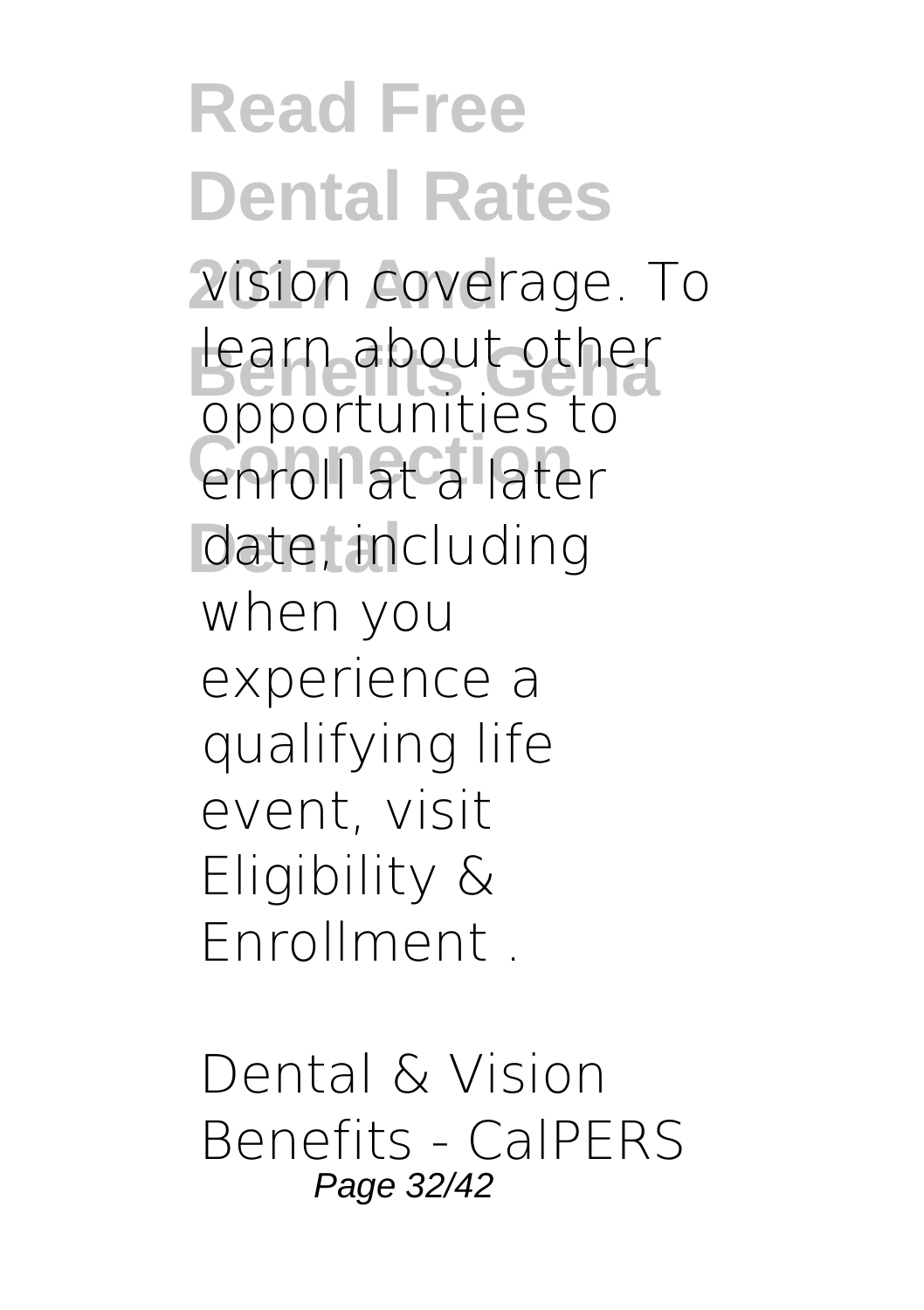vision coverage. To learn about other opportunities to enroll at a later date, including when you experience a qualifying life event, visit Eligibility & Enrollment .

Dental & Vision Benefits - CalPERS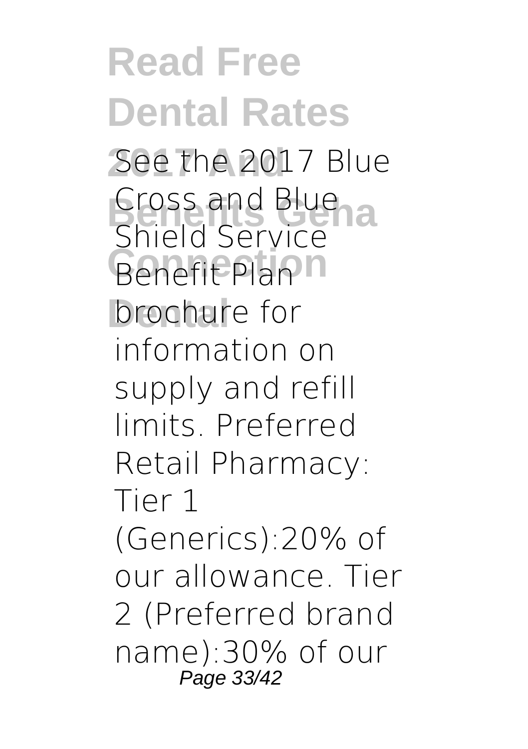See the 2017 Blue Cross and Blue Shield Service Benefit Plan brochure for information on supply and refill limits. Preferred Retail Pharmacy: Tier 1 (Generics):20% of our allowance. Tier 2 (Preferred brand name):30% of our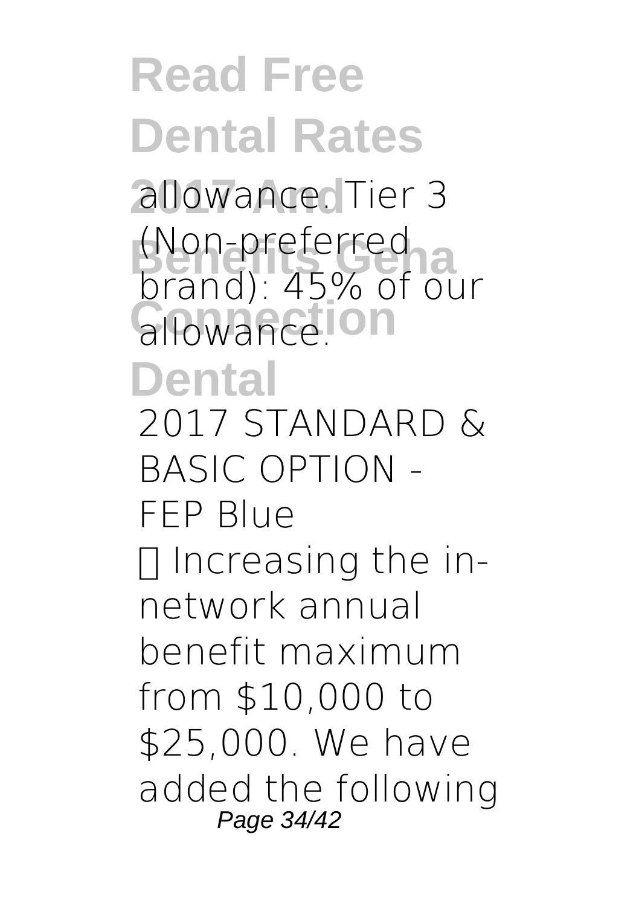allowance. Tier 3 (Non-preferred brand): 45% of our allowance.

**2017 STANDARD & BASIC OPTION - FEP Blue**

 Increasing the in-network annual benefit maximum from $10,000 to $25,000. We have added the following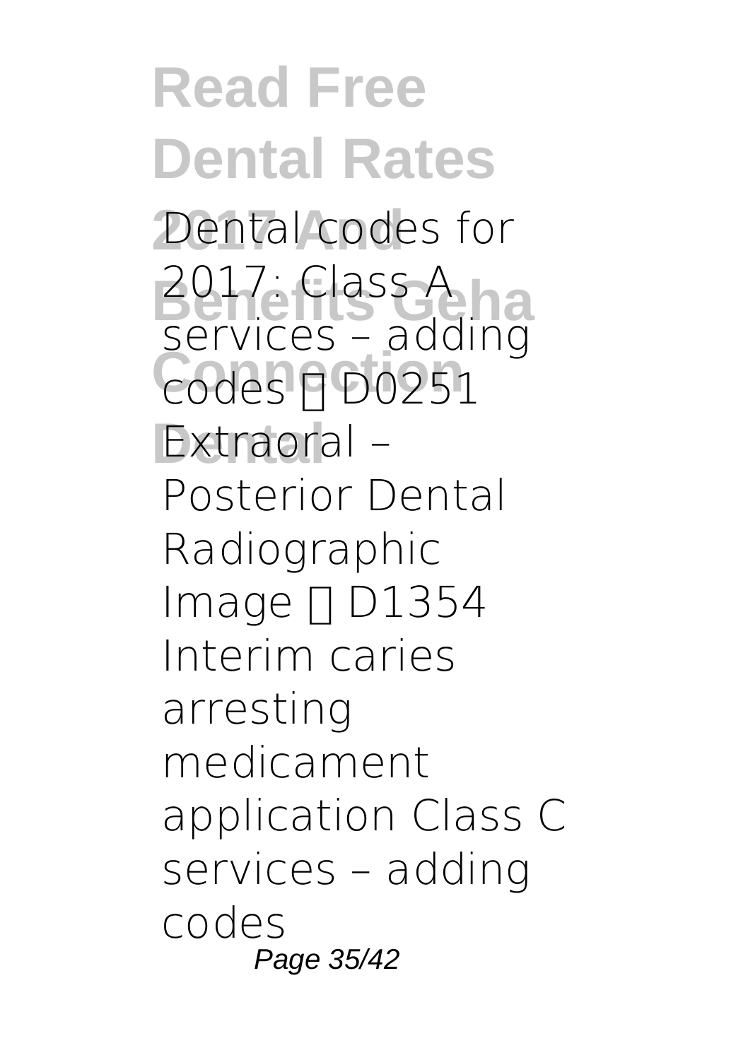Dental codes for 2017: Class A services – adding codes  D0251 Extraoral – Posterior Dental Radiographic Image  D1354 Interim caries arresting medicament application Class C services – adding codes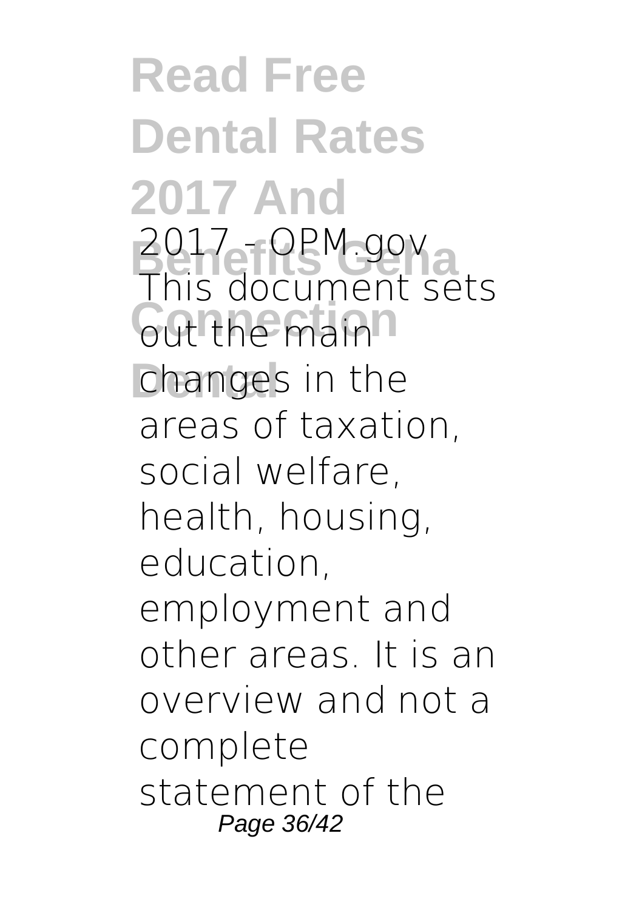**2017 - OPM.gov**

This document sets out the main changes in the areas of taxation, social welfare, health, housing, education, employment and other areas. It is an overview and not a complete statement of the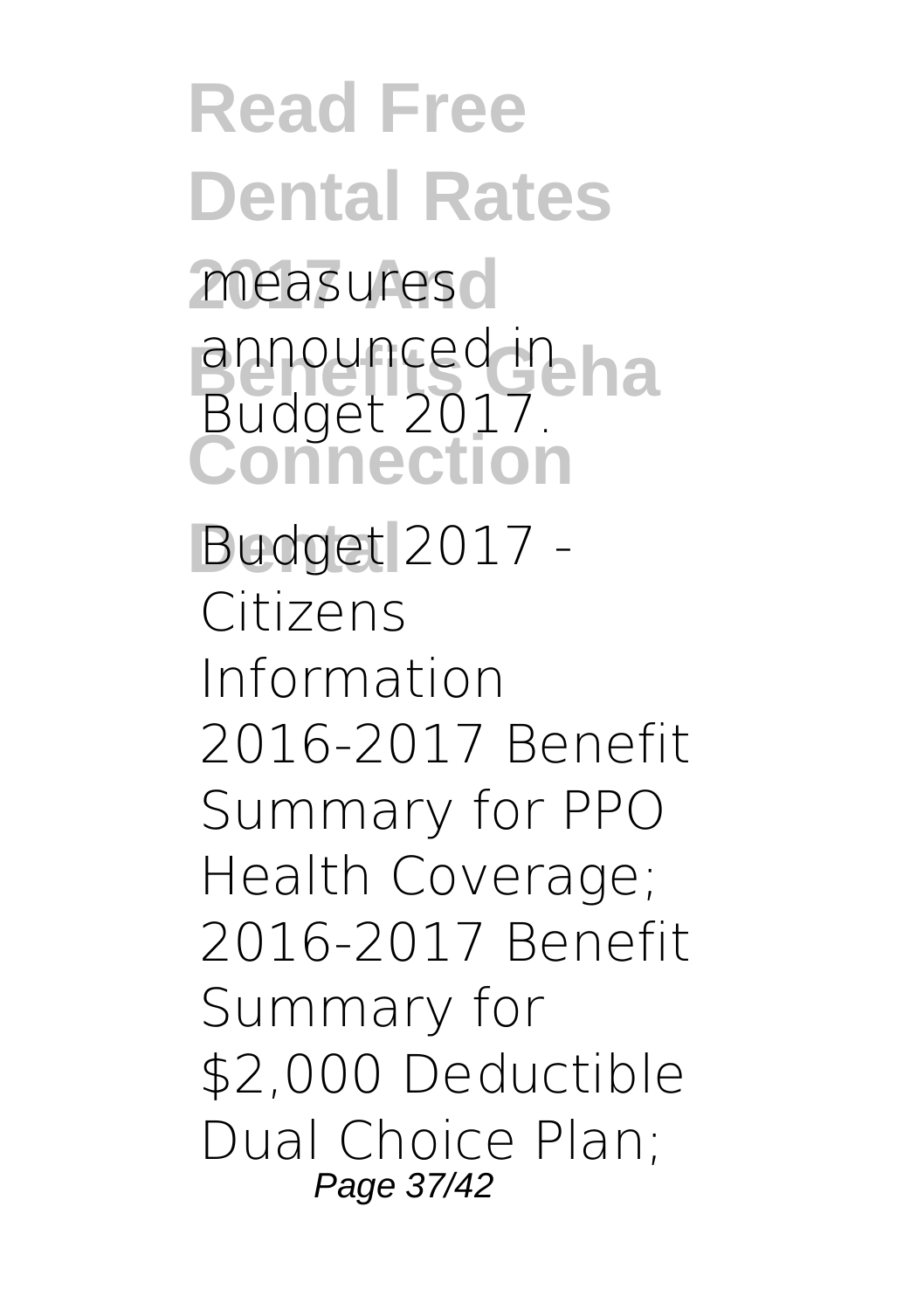measures announced in Budget 2017.

**Budget 2017 - Citizens Information**
2016-2017 Benefit Summary for PPO Health Coverage; 2016-2017 Benefit Summary for $2,000 Deductible Dual Choice Plan;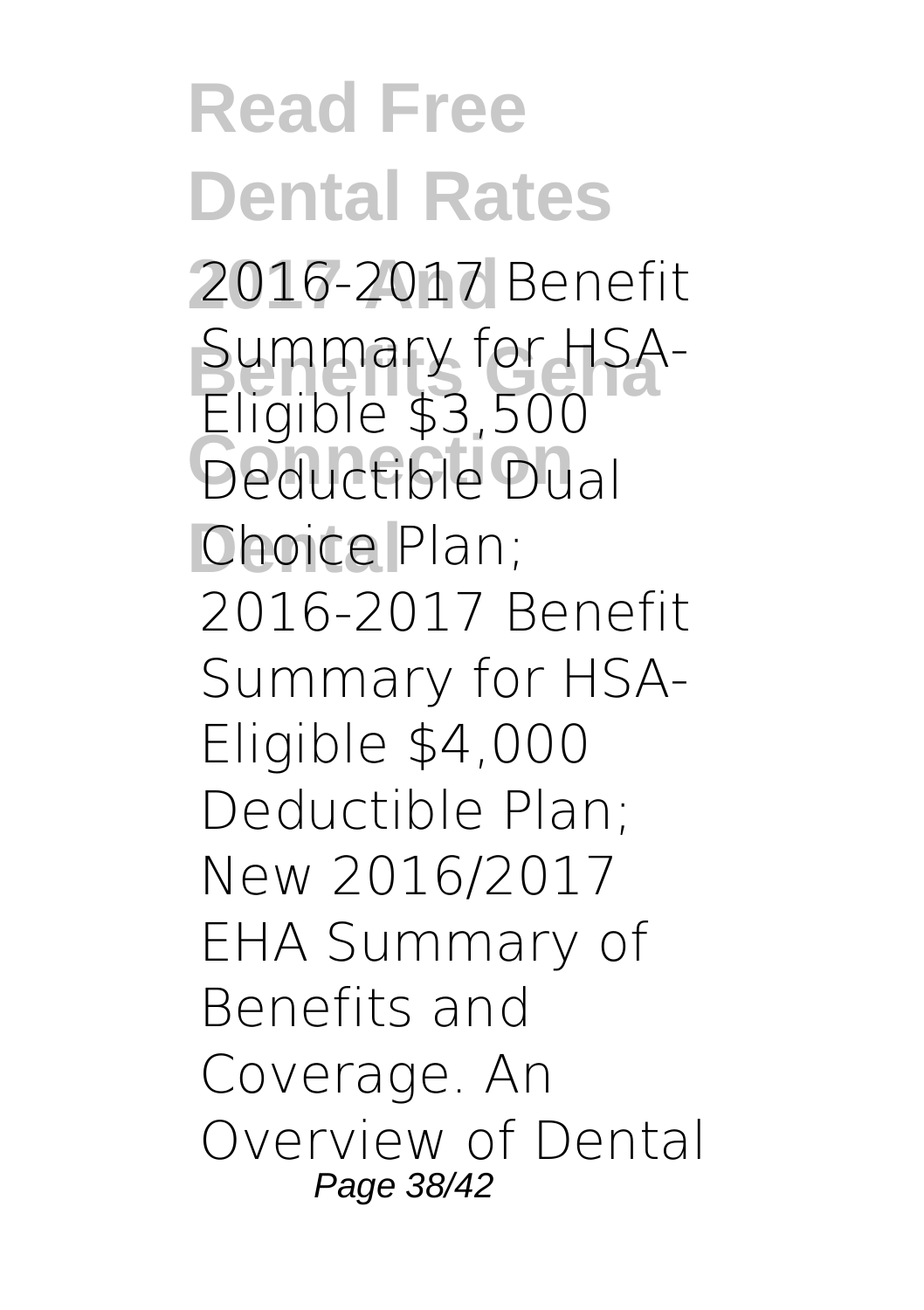2016-2017 Benefit Summary for HSA-Eligible $3,500 Deductible Dual Choice Plan; 2016-2017 Benefit Summary for HSA-Eligible $4,000 Deductible Plan; New 2016/2017 EHA Summary of Benefits and Coverage. An Overview of Dental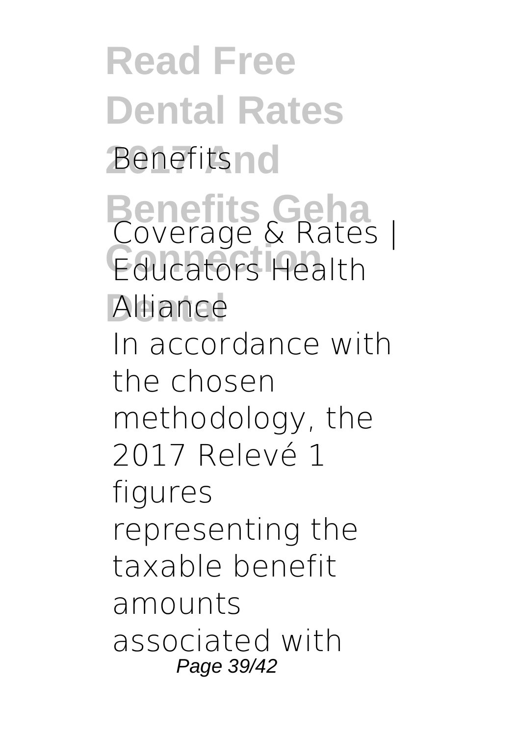**Benefits**

**Coverage & Rates | Educators Health Alliance**

In accordance with the chosen methodology, the 2017 Relevé 1 figures representing the taxable benefit amounts associated with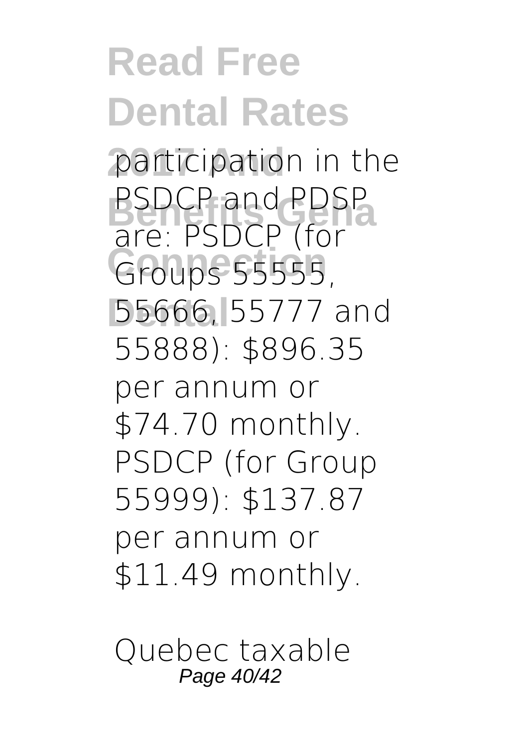participation in the PSDCP and PDSP are: PSDCP (for Groups 55555, 55666, 55777 and 55888): $896.35 per annum or $74.70 monthly. PSDCP (for Group 55999): $137.87 per annum or $11.49 monthly.

*Quebec taxable*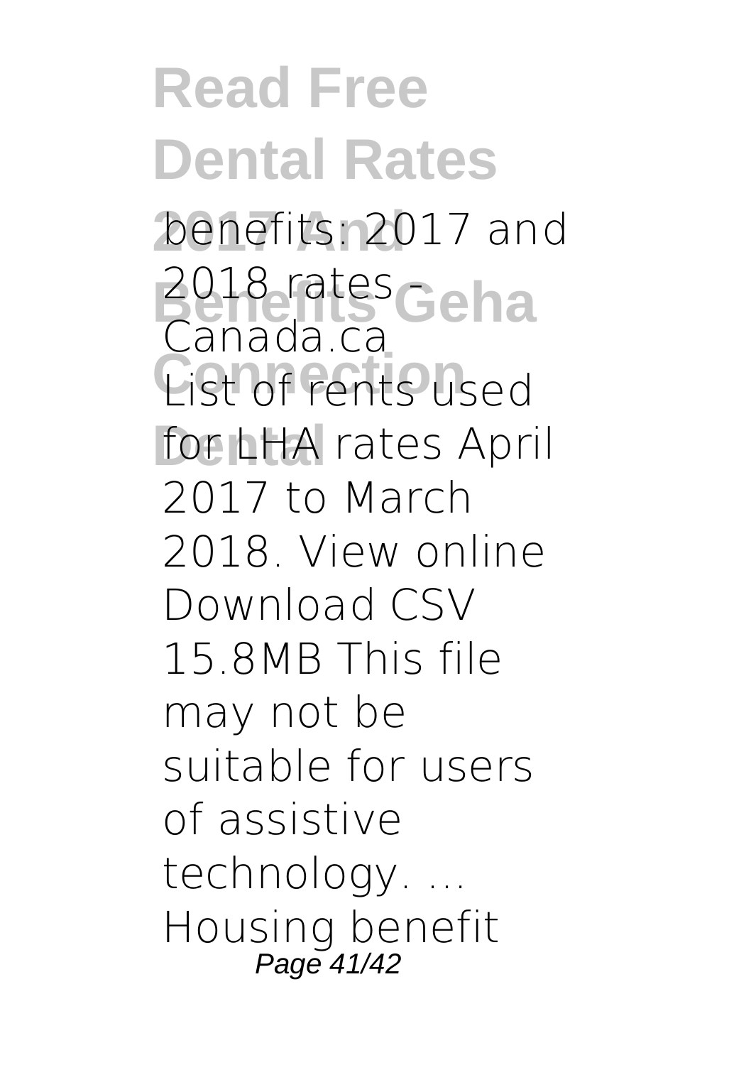benefits: 2017 and 2018 rates - Canada.ca

List of rents used for LHA rates April 2017 to March 2018. View online Download CSV 15.8MB This file may not be suitable for users of assistive technology. ... Housing benefit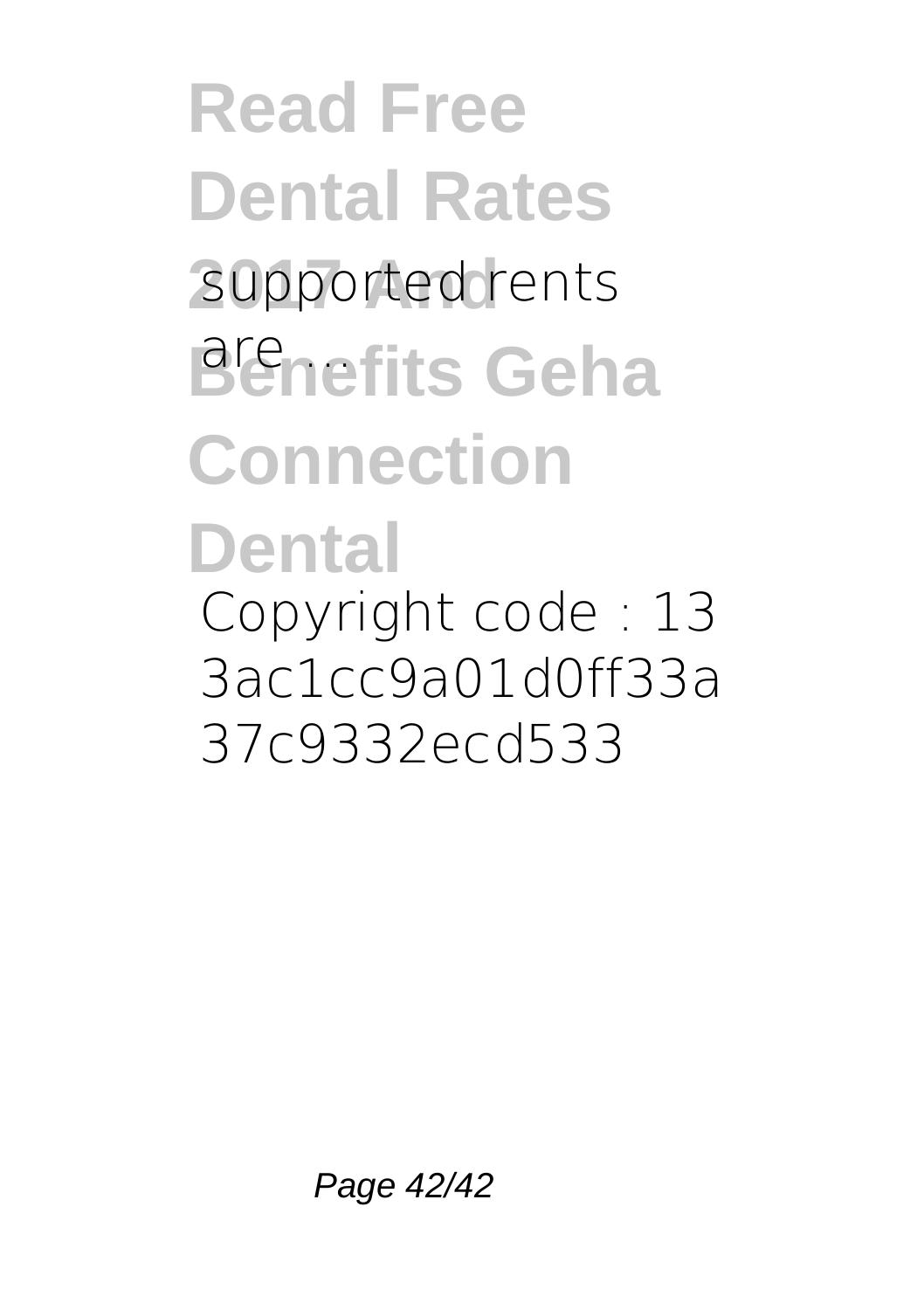supported rents are ...

Copyright code : 133ac1cc9a01d0ff33a37c9332ecd533